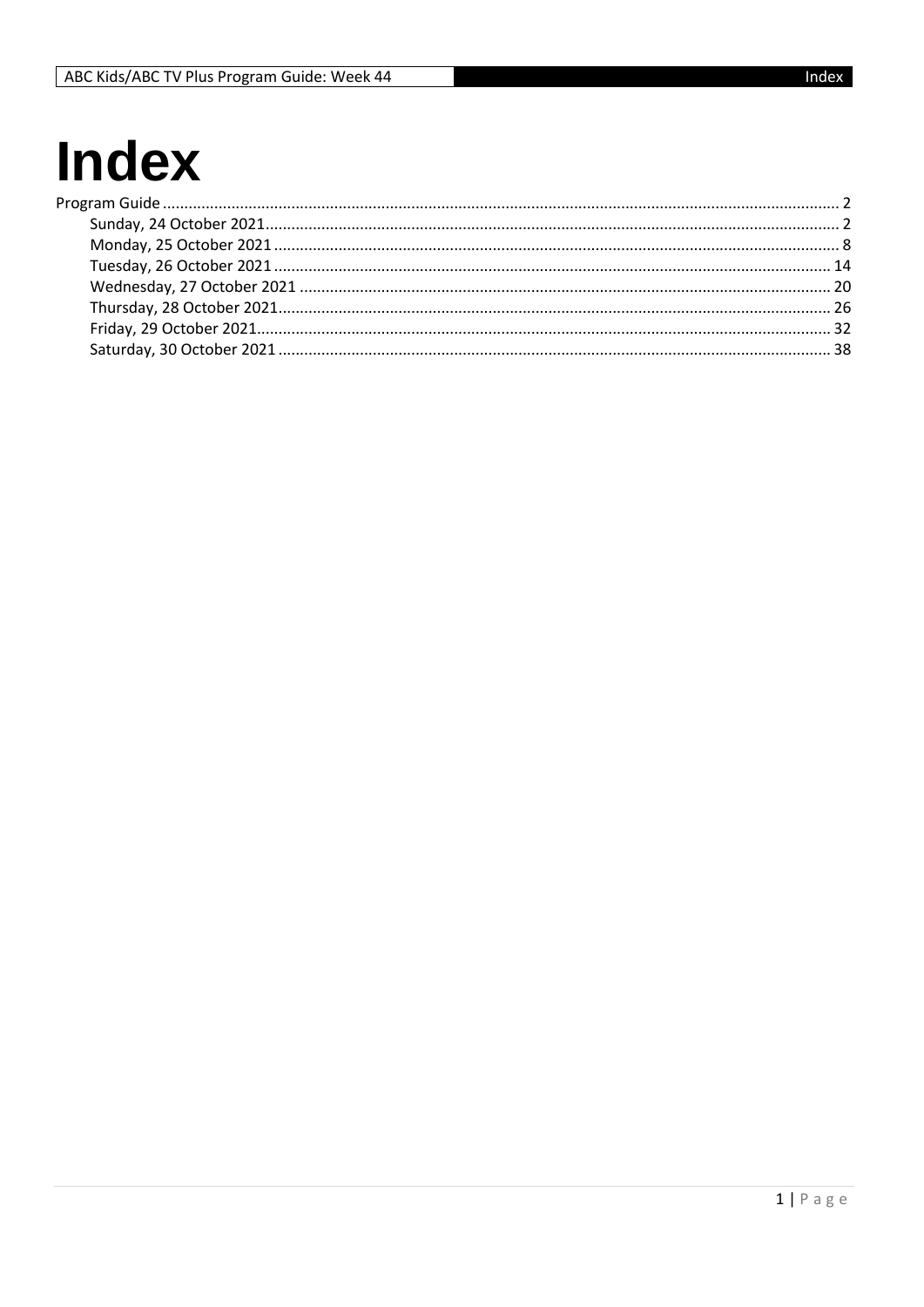# Index

Program Guide ........................................................................................................................................ 2
- Sunday, 24 October 2021 ........................................................................................................................ 2
- Monday, 25 October 2021 ........................................................................................................................ 8
- Tuesday, 26 October 2021 ........................................................................................................................ 14
- Wednesday, 27 October 2021 ........................................................................................................................ 20
- Thursday, 28 October 2021 ........................................................................................................................ 26
- Friday, 29 October 2021 ........................................................................................................................ 32
- Saturday, 30 October 2021 ........................................................................................................................ 38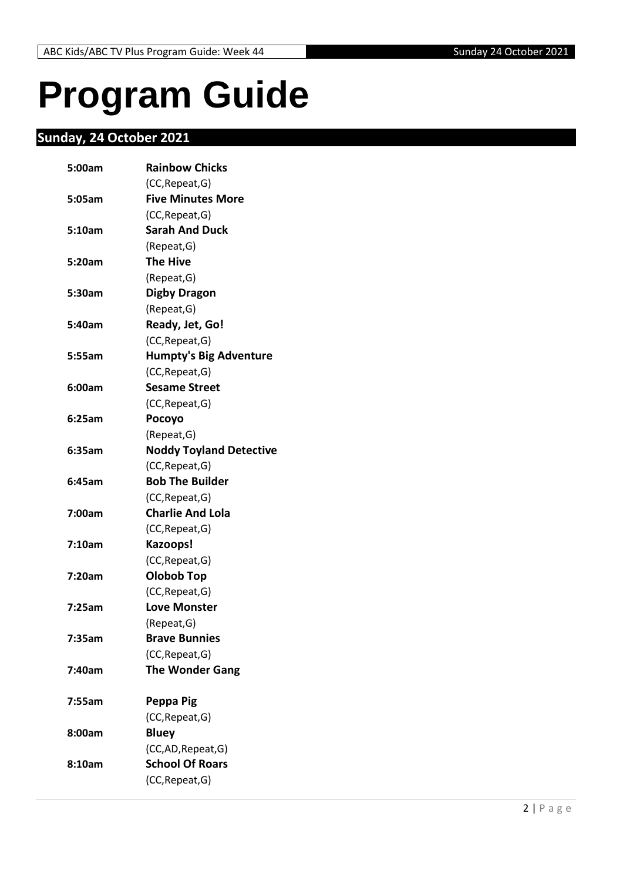# Program Guide

## Sunday, 24 October 2021

**5:00am** **Rainbow Chicks**
(CC,Repeat,G)

**5:05am** **Five Minutes More**
(CC,Repeat,G)

**5:10am** **Sarah And Duck**
(Repeat,G)

**5:20am** **The Hive**
(Repeat,G)

**5:30am** **Digby Dragon**
(Repeat,G)

**5:40am** **Ready, Jet, Go!**
(CC,Repeat,G)

**5:55am** **Humpty's Big Adventure**
(CC,Repeat,G)

**6:00am** **Sesame Street**
(CC,Repeat,G)

**6:25am** **Pocoyo**
(Repeat,G)

**6:35am** **Noddy Toyland Detective**
(CC,Repeat,G)

**6:45am** **Bob The Builder**
(CC,Repeat,G)

**7:00am** **Charlie And Lola**
(CC,Repeat,G)

**7:10am** **Kazoops!**
(CC,Repeat,G)

**7:20am** **Olobob Top**
(CC,Repeat,G)

**7:25am** **Love Monster**
(Repeat,G)

**7:35am** **Brave Bunnies**
(CC,Repeat,G)

**7:40am** **The Wonder Gang**

**7:55am** **Peppa Pig**
(CC,Repeat,G)

**8:00am** **Bluey**
(CC,AD,Repeat,G)

**8:10am** **School Of Roars**
(CC,Repeat,G)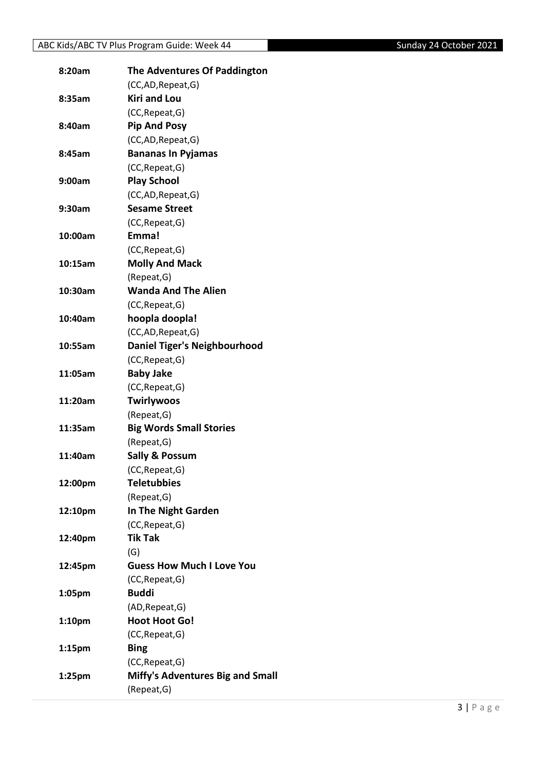| | |
|---|---|
| 8:20am | **The Adventures Of Paddington** |
| | (CC,AD,Repeat,G) |
| 8:35am | **Kiri and Lou** |
| | (CC,Repeat,G) |
| 8:40am | **Pip And Posy** |
| | (CC,AD,Repeat,G) |
| 8:45am | **Bananas In Pyjamas** |
| | (CC,Repeat,G) |
| 9:00am | **Play School** |
| | (CC,AD,Repeat,G) |
| 9:30am | **Sesame Street** |
| | (CC,Repeat,G) |
| 10:00am | **Emma!** |
| | (CC,Repeat,G) |
| 10:15am | **Molly And Mack** |
| | (Repeat,G) |
| 10:30am | **Wanda And The Alien** |
| | (CC,Repeat,G) |
| 10:40am | **hoopla doopla!** |
| | (CC,AD,Repeat,G) |
| 10:55am | **Daniel Tiger's Neighbourhood** |
| | (CC,Repeat,G) |
| 11:05am | **Baby Jake** |
| | (CC,Repeat,G) |
| 11:20am | **Twirlywoos** |
| | (Repeat,G) |
| 11:35am | **Big Words Small Stories** |
| | (Repeat,G) |
| 11:40am | **Sally & Possum** |
| | (CC,Repeat,G) |
| 12:00pm | **Teletubbies** |
| | (Repeat,G) |
| 12:10pm | **In The Night Garden** |
| | (CC,Repeat,G) |
| 12:40pm | **Tik Tak** |
| | (G) |
| 12:45pm | **Guess How Much I Love You** |
| | (CC,Repeat,G) |
| 1:05pm | **Buddi** |
| | (AD,Repeat,G) |
| 1:10pm | **Hoot Hoot Go!** |
| | (CC,Repeat,G) |
| 1:15pm | **Bing** |
| | (CC,Repeat,G) |
| 1:25pm | **Miffy's Adventures Big and Small** |
| | (Repeat,G) |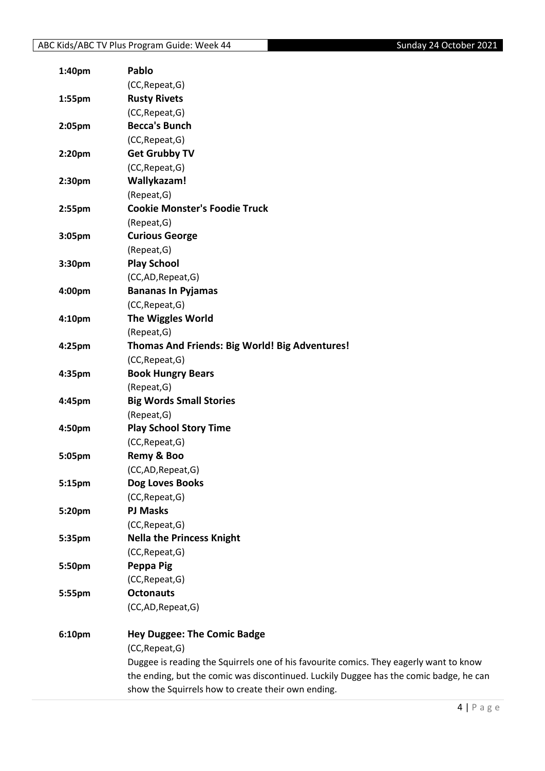| | |
|---|---|
| 1:40pm | **Pablo** |
| | (CC,Repeat,G) |
| 1:55pm | **Rusty Rivets** |
| | (CC,Repeat,G) |
| 2:05pm | **Becca's Bunch** |
| | (CC,Repeat,G) |
| 2:20pm | **Get Grubby TV** |
| | (CC,Repeat,G) |
| 2:30pm | **Wallykazam!** |
| | (Repeat,G) |
| 2:55pm | **Cookie Monster's Foodie Truck** |
| | (Repeat,G) |
| 3:05pm | **Curious George** |
| | (Repeat,G) |
| 3:30pm | **Play School** |
| | (CC,AD,Repeat,G) |
| 4:00pm | **Bananas In Pyjamas** |
| | (CC,Repeat,G) |
| 4:10pm | **The Wiggles World** |
| | (Repeat,G) |
| 4:25pm | **Thomas And Friends: Big World! Big Adventures!** |
| | (CC,Repeat,G) |
| 4:35pm | **Book Hungry Bears** |
| | (Repeat,G) |
| 4:45pm | **Big Words Small Stories** |
| | (Repeat,G) |
| 4:50pm | **Play School Story Time** |
| | (CC,Repeat,G) |
| 5:05pm | **Remy & Boo** |
| | (CC,AD,Repeat,G) |
| 5:15pm | **Dog Loves Books** |
| | (CC,Repeat,G) |
| 5:20pm | **PJ Masks** |
| | (CC,Repeat,G) |
| 5:35pm | **Nella the Princess Knight** |
| | (CC,Repeat,G) |
| 5:50pm | **Peppa Pig** |
| | (CC,Repeat,G) |
| 5:55pm | **Octonauts** |
| | (CC,AD,Repeat,G) |
| 6:10pm | **Hey Duggee: The Comic Badge** |
| | (CC,Repeat,G) |
| | Duggee is reading the Squirrels one of his favourite comics. They eagerly want to know the ending, but the comic was discontinued. Luckily Duggee has the comic badge, he can show the Squirrels how to create their own ending. |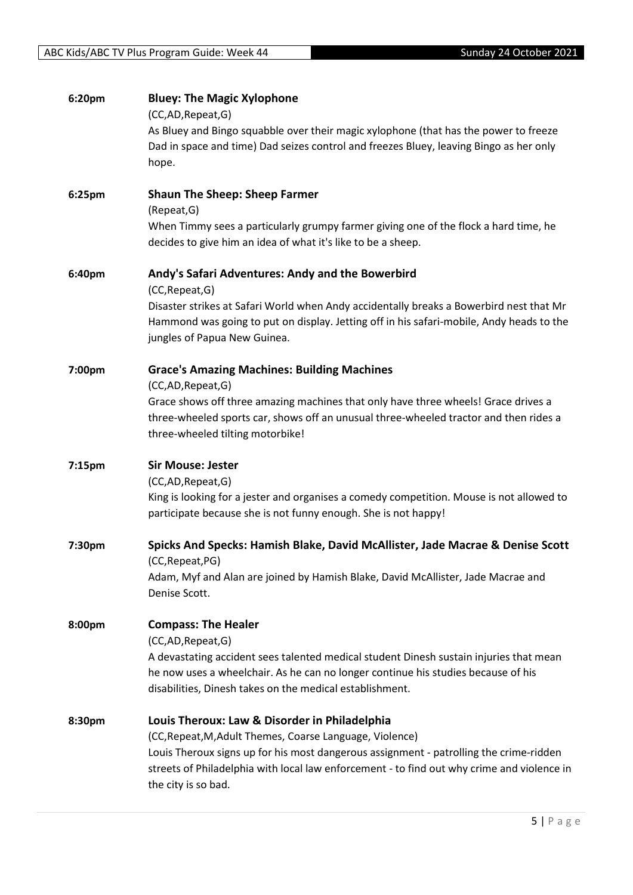**6:20pm** **Bluey: The Magic Xylophone**

(CC,AD,Repeat,G)

As Bluey and Bingo squabble over their magic xylophone (that has the power to freeze Dad in space and time) Dad seizes control and freezes Bluey, leaving Bingo as her only hope.

**6:25pm** **Shaun The Sheep: Sheep Farmer**

(Repeat,G)

When Timmy sees a particularly grumpy farmer giving one of the flock a hard time, he decides to give him an idea of what it's like to be a sheep.

**6:40pm** **Andy's Safari Adventures: Andy and the Bowerbird**

(CC,Repeat,G)

Disaster strikes at Safari World when Andy accidentally breaks a Bowerbird nest that Mr Hammond was going to put on display. Jetting off in his safari-mobile, Andy heads to the jungles of Papua New Guinea.

**7:00pm** **Grace's Amazing Machines: Building Machines**

(CC,AD,Repeat,G)

Grace shows off three amazing machines that only have three wheels! Grace drives a three-wheeled sports car, shows off an unusual three-wheeled tractor and then rides a three-wheeled tilting motorbike!

**7:15pm** **Sir Mouse: Jester**

(CC,AD,Repeat,G)

King is looking for a jester and organises a comedy competition. Mouse is not allowed to participate because she is not funny enough. She is not happy!

**7:30pm** **Spicks And Specks: Hamish Blake, David McAllister, Jade Macrae & Denise Scott**

(CC,Repeat,PG)

Adam, Myf and Alan are joined by Hamish Blake, David McAllister, Jade Macrae and Denise Scott.

**8:00pm** **Compass: The Healer**

(CC,AD,Repeat,G)

A devastating accident sees talented medical student Dinesh sustain injuries that mean he now uses a wheelchair. As he can no longer continue his studies because of his disabilities, Dinesh takes on the medical establishment.

**8:30pm** **Louis Theroux: Law & Disorder in Philadelphia**

(CC,Repeat,M,Adult Themes, Coarse Language, Violence)

Louis Theroux signs up for his most dangerous assignment - patrolling the crime-ridden streets of Philadelphia with local law enforcement - to find out why crime and violence in the city is so bad.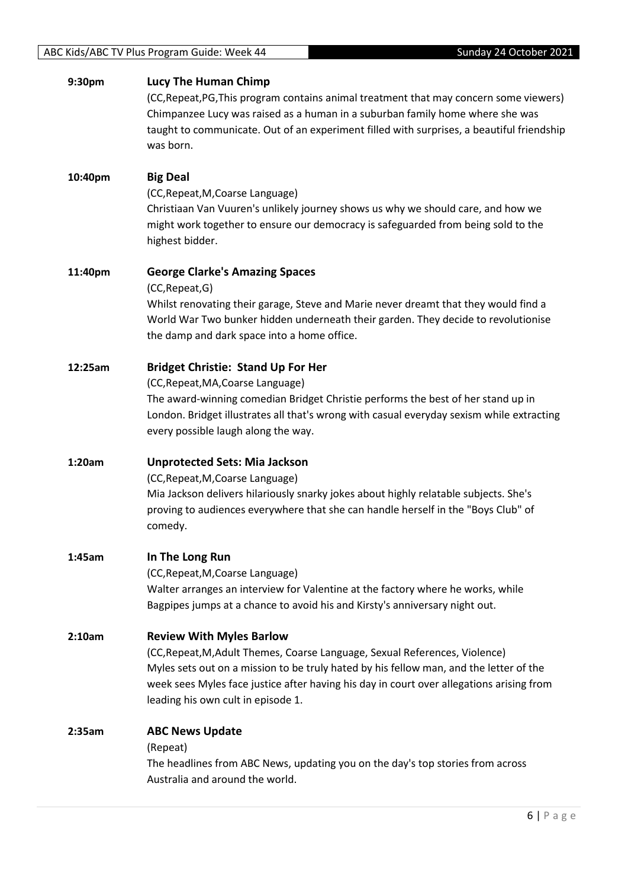**9:30pm** **Lucy The Human Chimp**

(CC,Repeat,PG,This program contains animal treatment that may concern some viewers)
Chimpanzee Lucy was raised as a human in a suburban family home where she was taught to communicate. Out of an experiment filled with surprises, a beautiful friendship was born.

**10:40pm** **Big Deal**

(CC,Repeat,M,Coarse Language)
Christiaan Van Vuuren's unlikely journey shows us why we should care, and how we might work together to ensure our democracy is safeguarded from being sold to the highest bidder.

**11:40pm** **George Clarke's Amazing Spaces**

(CC,Repeat,G)
Whilst renovating their garage, Steve and Marie never dreamt that they would find a World War Two bunker hidden underneath their garden. They decide to revolutionise the damp and dark space into a home office.

**12:25am** **Bridget Christie: Stand Up For Her**

(CC,Repeat,MA,Coarse Language)
The award-winning comedian Bridget Christie performs the best of her stand up in London. Bridget illustrates all that's wrong with casual everyday sexism while extracting every possible laugh along the way.

**1:20am** **Unprotected Sets: Mia Jackson**

(CC,Repeat,M,Coarse Language)
Mia Jackson delivers hilariously snarky jokes about highly relatable subjects. She's proving to audiences everywhere that she can handle herself in the "Boys Club" of comedy.

**1:45am** **In The Long Run**

(CC,Repeat,M,Coarse Language)
Walter arranges an interview for Valentine at the factory where he works, while Bagpipes jumps at a chance to avoid his and Kirsty's anniversary night out.

**2:10am** **Review With Myles Barlow**

(CC,Repeat,M,Adult Themes, Coarse Language, Sexual References, Violence)
Myles sets out on a mission to be truly hated by his fellow man, and the letter of the week sees Myles face justice after having his day in court over allegations arising from leading his own cult in episode 1.

**2:35am** **ABC News Update**

(Repeat)
The headlines from ABC News, updating you on the day's top stories from across Australia and around the world.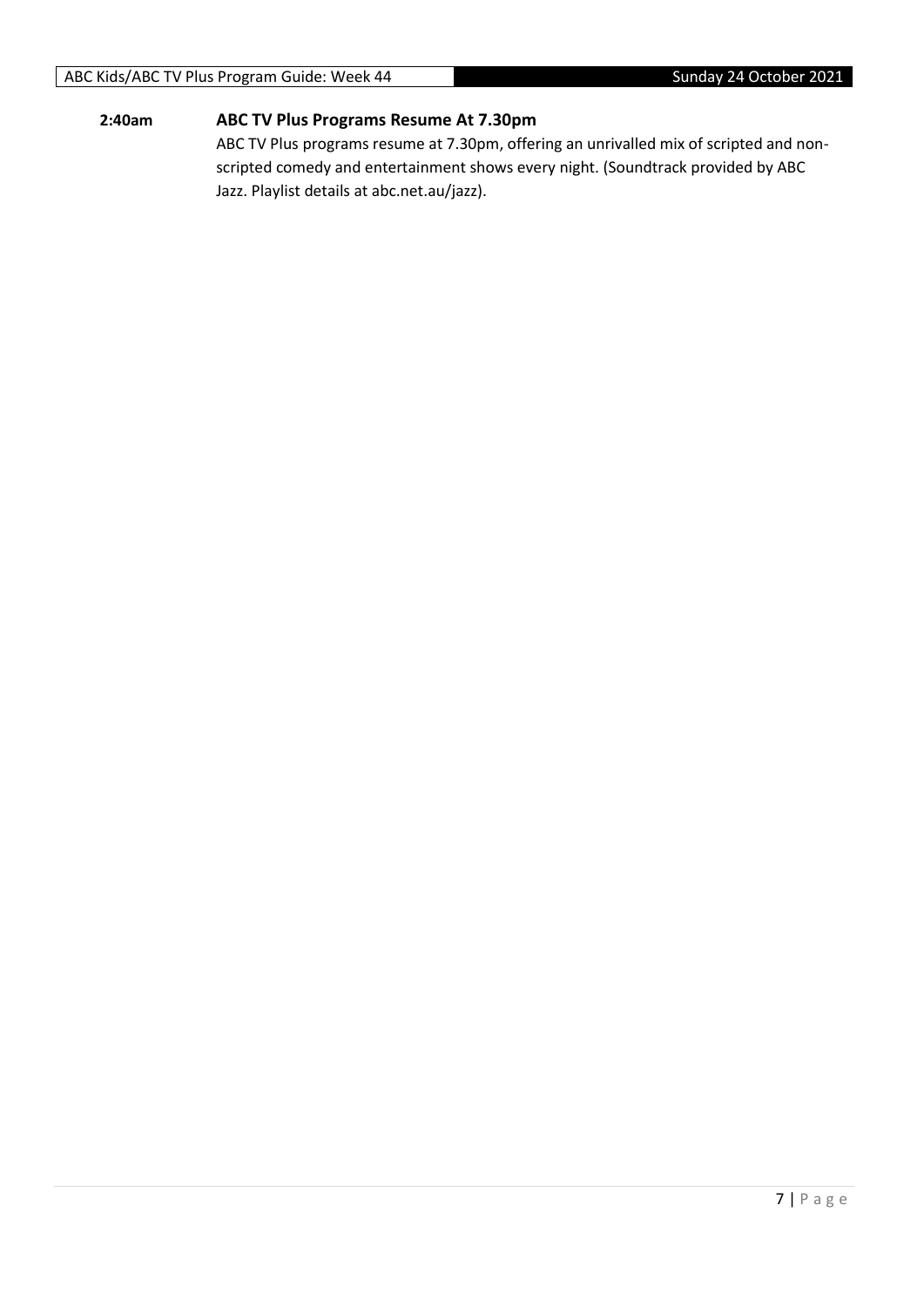**2:40am** **ABC TV Plus Programs Resume At 7.30pm**

ABC TV Plus programs resume at 7.30pm, offering an unrivalled mix of scripted and non-scripted comedy and entertainment shows every night. (Soundtrack provided by ABC Jazz. Playlist details at abc.net.au/jazz).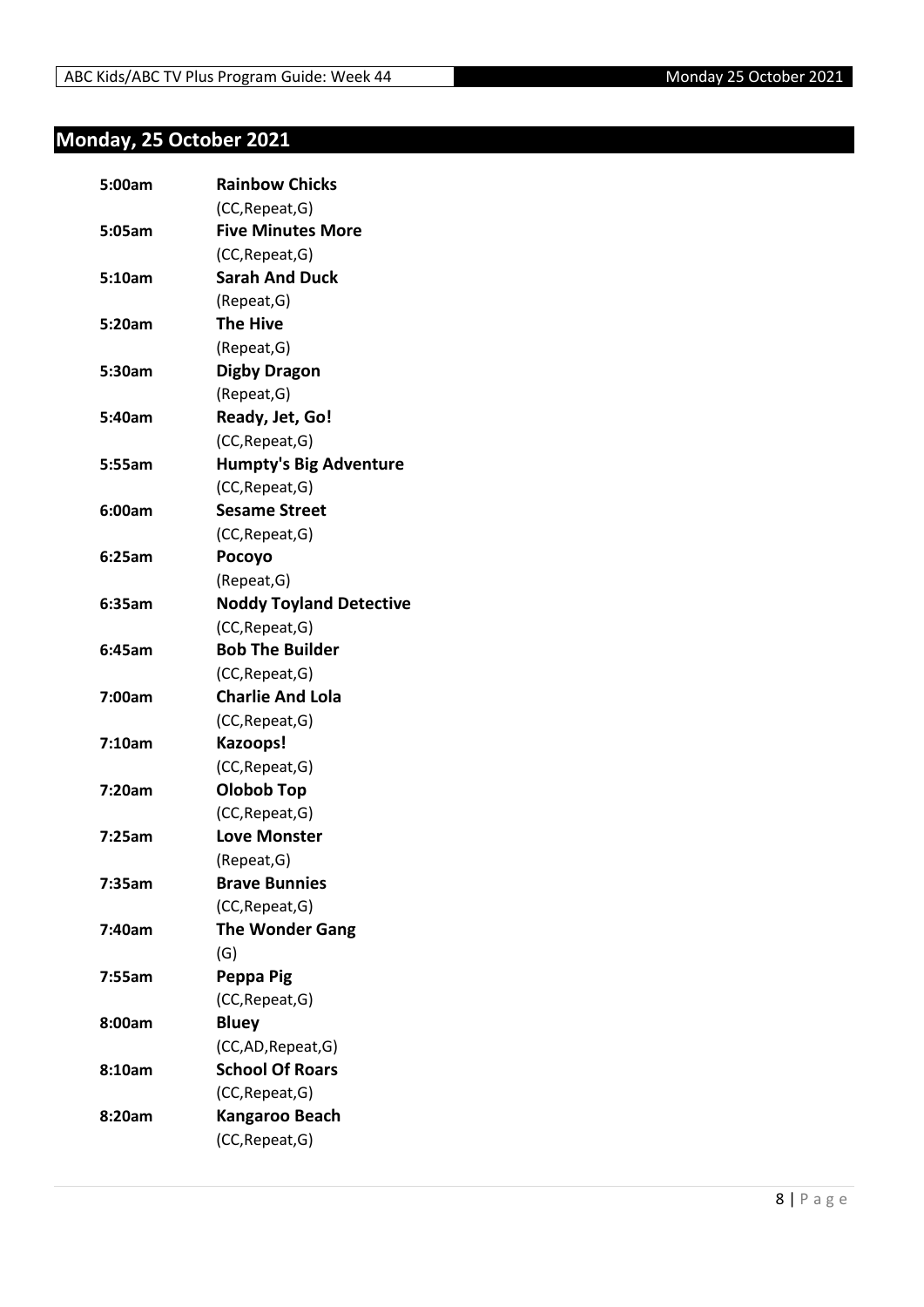## Monday, 25 October 2021

| | |
|---|---|
| **5:00am** | **Rainbow Chicks** |
| | (CC,Repeat,G) |
| **5:05am** | **Five Minutes More** |
| | (CC,Repeat,G) |
| **5:10am** | **Sarah And Duck** |
| | (Repeat,G) |
| **5:20am** | **The Hive** |
| | (Repeat,G) |
| **5:30am** | **Digby Dragon** |
| | (Repeat,G) |
| **5:40am** | **Ready, Jet, Go!** |
| | (CC,Repeat,G) |
| **5:55am** | **Humpty's Big Adventure** |
| | (CC,Repeat,G) |
| **6:00am** | **Sesame Street** |
| | (CC,Repeat,G) |
| **6:25am** | **Pocoyo** |
| | (Repeat,G) |
| **6:35am** | **Noddy Toyland Detective** |
| | (CC,Repeat,G) |
| **6:45am** | **Bob The Builder** |
| | (CC,Repeat,G) |
| **7:00am** | **Charlie And Lola** |
| | (CC,Repeat,G) |
| **7:10am** | **Kazoops!** |
| | (CC,Repeat,G) |
| **7:20am** | **Olobob Top** |
| | (CC,Repeat,G) |
| **7:25am** | **Love Monster** |
| | (Repeat,G) |
| **7:35am** | **Brave Bunnies** |
| | (CC,Repeat,G) |
| **7:40am** | **The Wonder Gang** |
| | (G) |
| **7:55am** | **Peppa Pig** |
| | (CC,Repeat,G) |
| **8:00am** | **Bluey** |
| | (CC,AD,Repeat,G) |
| **8:10am** | **School Of Roars** |
| | (CC,Repeat,G) |
| **8:20am** | **Kangaroo Beach** |
| | (CC,Repeat,G) |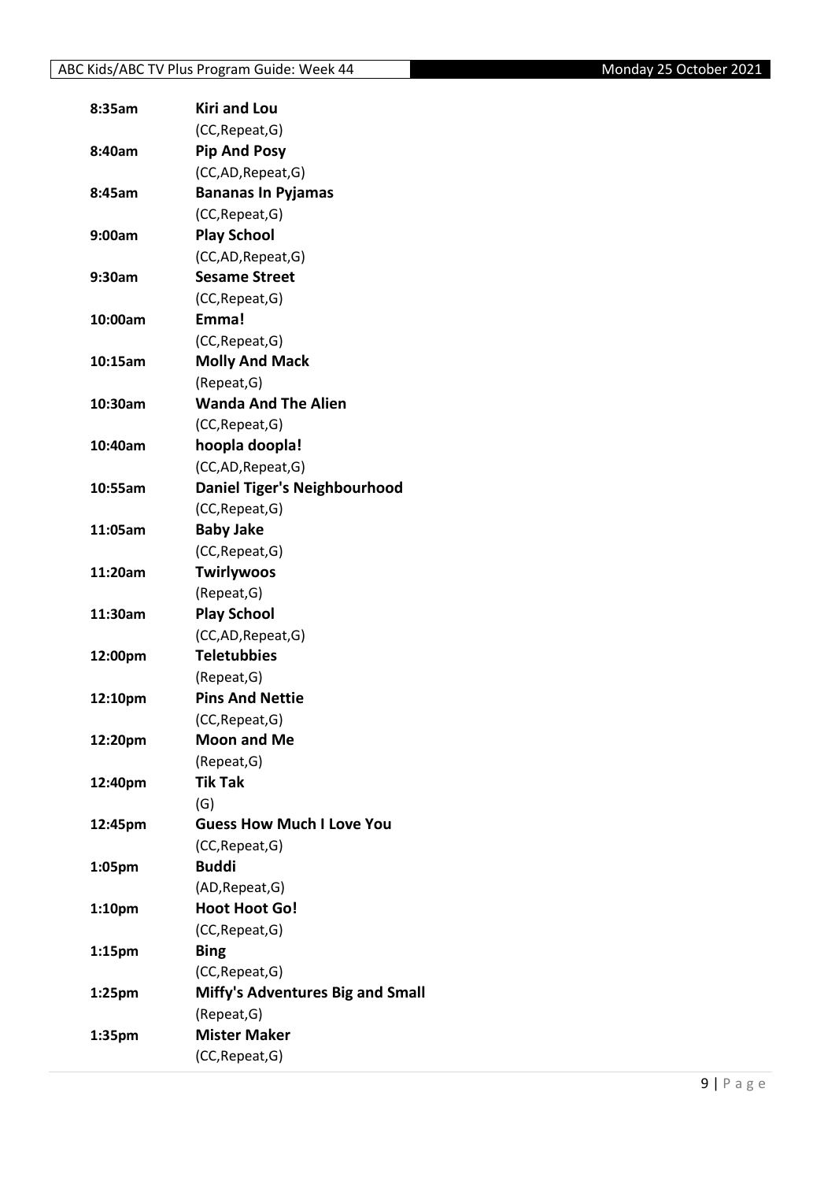| | |
|---|---|
| 8:35am | **Kiri and Lou** |
| | (CC,Repeat,G) |
| 8:40am | **Pip And Posy** |
| | (CC,AD,Repeat,G) |
| 8:45am | **Bananas In Pyjamas** |
| | (CC,Repeat,G) |
| 9:00am | **Play School** |
| | (CC,AD,Repeat,G) |
| 9:30am | **Sesame Street** |
| | (CC,Repeat,G) |
| 10:00am | **Emma!** |
| | (CC,Repeat,G) |
| 10:15am | **Molly And Mack** |
| | (Repeat,G) |
| 10:30am | **Wanda And The Alien** |
| | (CC,Repeat,G) |
| 10:40am | **hoopla doopla!** |
| | (CC,AD,Repeat,G) |
| 10:55am | **Daniel Tiger's Neighbourhood** |
| | (CC,Repeat,G) |
| 11:05am | **Baby Jake** |
| | (CC,Repeat,G) |
| 11:20am | **Twirlywoos** |
| | (Repeat,G) |
| 11:30am | **Play School** |
| | (CC,AD,Repeat,G) |
| 12:00pm | **Teletubbies** |
| | (Repeat,G) |
| 12:10pm | **Pins And Nettie** |
| | (CC,Repeat,G) |
| 12:20pm | **Moon and Me** |
| | (Repeat,G) |
| 12:40pm | **Tik Tak** |
| | (G) |
| 12:45pm | **Guess How Much I Love You** |
| | (CC,Repeat,G) |
| 1:05pm | **Buddi** |
| | (AD,Repeat,G) |
| 1:10pm | **Hoot Hoot Go!** |
| | (CC,Repeat,G) |
| 1:15pm | **Bing** |
| | (CC,Repeat,G) |
| 1:25pm | **Miffy's Adventures Big and Small** |
| | (Repeat,G) |
| 1:35pm | **Mister Maker** |
| | (CC,Repeat,G) |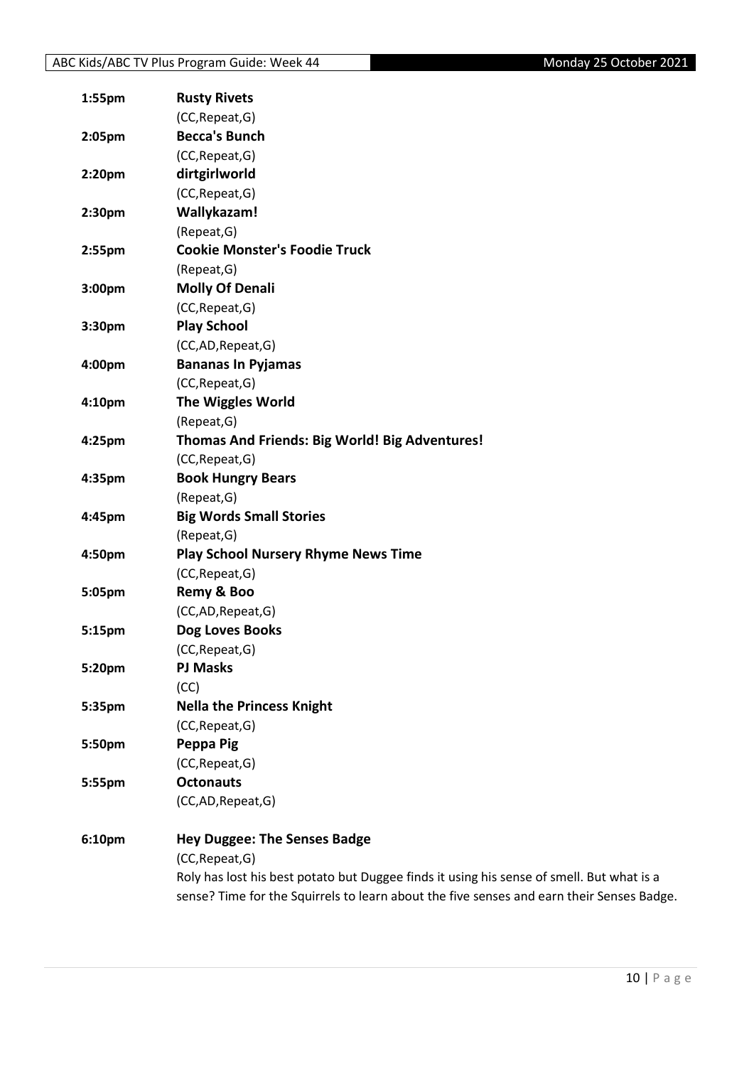**1:55pm** **Rusty Rivets**
(CC,Repeat,G)

**2:05pm** **Becca's Bunch**
(CC,Repeat,G)

**2:20pm** **dirtgirlworld**
(CC,Repeat,G)

**2:30pm** **Wallykazam!**
(Repeat,G)

**2:55pm** **Cookie Monster's Foodie Truck**
(Repeat,G)

**3:00pm** **Molly Of Denali**
(CC,Repeat,G)

**3:30pm** **Play School**
(CC,AD,Repeat,G)

**4:00pm** **Bananas In Pyjamas**
(CC,Repeat,G)

**4:10pm** **The Wiggles World**
(Repeat,G)

**4:25pm** **Thomas And Friends: Big World! Big Adventures!**
(CC,Repeat,G)

**4:35pm** **Book Hungry Bears**
(Repeat,G)

**4:45pm** **Big Words Small Stories**
(Repeat,G)

**4:50pm** **Play School Nursery Rhyme News Time**
(CC,Repeat,G)

**5:05pm** **Remy & Boo**
(CC,AD,Repeat,G)

**5:15pm** **Dog Loves Books**
(CC,Repeat,G)

**5:20pm** **PJ Masks**
(CC)

**5:35pm** **Nella the Princess Knight**
(CC,Repeat,G)

**5:50pm** **Peppa Pig**
(CC,Repeat,G)

**5:55pm** **Octonauts**
(CC,AD,Repeat,G)

**6:10pm** **Hey Duggee: The Senses Badge**
(CC,Repeat,G)
Roly has lost his best potato but Duggee finds it using his sense of smell. But what is a sense? Time for the Squirrels to learn about the five senses and earn their Senses Badge.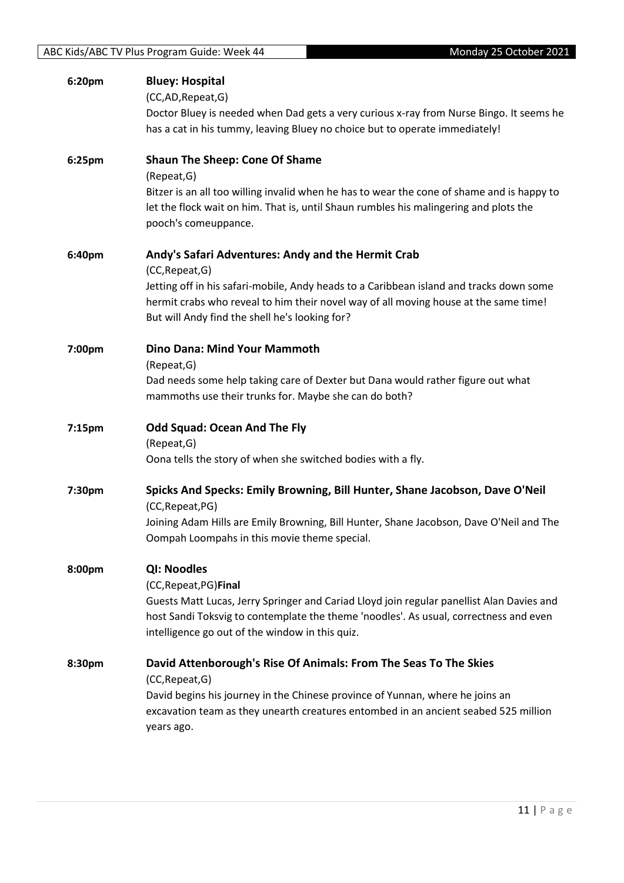**6:20pm** **Bluey: Hospital**

(CC,AD,Repeat,G)

Doctor Bluey is needed when Dad gets a very curious x-ray from Nurse Bingo. It seems he has a cat in his tummy, leaving Bluey no choice but to operate immediately!

**6:25pm** **Shaun The Sheep: Cone Of Shame**

(Repeat,G)

Bitzer is an all too willing invalid when he has to wear the cone of shame and is happy to let the flock wait on him. That is, until Shaun rumbles his malingering and plots the pooch's comeuppance.

**6:40pm** **Andy's Safari Adventures: Andy and the Hermit Crab**

(CC,Repeat,G)

Jetting off in his safari-mobile, Andy heads to a Caribbean island and tracks down some hermit crabs who reveal to him their novel way of all moving house at the same time! But will Andy find the shell he's looking for?

**7:00pm** **Dino Dana: Mind Your Mammoth**

(Repeat,G)

Dad needs some help taking care of Dexter but Dana would rather figure out what mammoths use their trunks for. Maybe she can do both?

**7:15pm** **Odd Squad: Ocean And The Fly**

(Repeat,G)

Oona tells the story of when she switched bodies with a fly.

**7:30pm** **Spicks And Specks: Emily Browning, Bill Hunter, Shane Jacobson, Dave O'Neil**

(CC,Repeat,PG)

Joining Adam Hills are Emily Browning, Bill Hunter, Shane Jacobson, Dave O'Neil and The Oompah Loompahs in this movie theme special.

**8:00pm** **QI: Noodles**

(CC,Repeat,PG)**Final**

Guests Matt Lucas, Jerry Springer and Cariad Lloyd join regular panellist Alan Davies and host Sandi Toksvig to contemplate the theme 'noodles'. As usual, correctness and even intelligence go out of the window in this quiz.

**8:30pm** **David Attenborough's Rise Of Animals: From The Seas To The Skies**

(CC,Repeat,G)

David begins his journey in the Chinese province of Yunnan, where he joins an excavation team as they unearth creatures entombed in an ancient seabed 525 million years ago.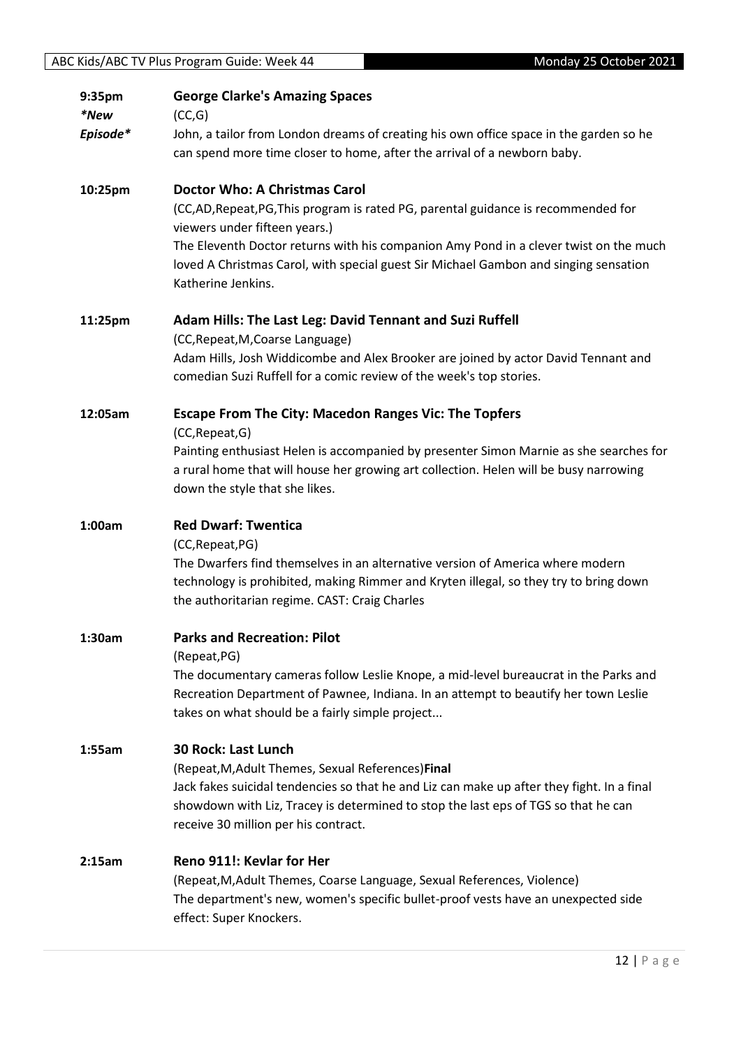**9:35pm**
***New Episode***

**George Clarke's Amazing Spaces**

(CC,G)

John, a tailor from London dreams of creating his own office space in the garden so he can spend more time closer to home, after the arrival of a newborn baby.

**10:25pm**

**Doctor Who: A Christmas Carol**

(CC,AD,Repeat,PG,This program is rated PG, parental guidance is recommended for viewers under fifteen years.)

The Eleventh Doctor returns with his companion Amy Pond in a clever twist on the much loved A Christmas Carol, with special guest Sir Michael Gambon and singing sensation Katherine Jenkins.

**11:25pm**

**Adam Hills: The Last Leg: David Tennant and Suzi Ruffell**

(CC,Repeat,M,Coarse Language)

Adam Hills, Josh Widdicombe and Alex Brooker are joined by actor David Tennant and comedian Suzi Ruffell for a comic review of the week's top stories.

**12:05am**

**Escape From The City: Macedon Ranges Vic: The Topfers**

(CC,Repeat,G)

Painting enthusiast Helen is accompanied by presenter Simon Marnie as she searches for a rural home that will house her growing art collection. Helen will be busy narrowing down the style that she likes.

**1:00am**

**Red Dwarf: Twentica**

(CC,Repeat,PG)

The Dwarfers find themselves in an alternative version of America where modern technology is prohibited, making Rimmer and Kryten illegal, so they try to bring down the authoritarian regime. CAST: Craig Charles

**1:30am**

**Parks and Recreation: Pilot**

(Repeat,PG)

The documentary cameras follow Leslie Knope, a mid-level bureaucrat in the Parks and Recreation Department of Pawnee, Indiana. In an attempt to beautify her town Leslie takes on what should be a fairly simple project...

**1:55am**

**30 Rock: Last Lunch**

(Repeat,M,Adult Themes, Sexual References)**Final**

Jack fakes suicidal tendencies so that he and Liz can make up after they fight. In a final showdown with Liz, Tracey is determined to stop the last eps of TGS so that he can receive 30 million per his contract.

**2:15am**

**Reno 911!: Kevlar for Her**

(Repeat,M,Adult Themes, Coarse Language, Sexual References, Violence)

The department's new, women's specific bullet-proof vests have an unexpected side effect: Super Knockers.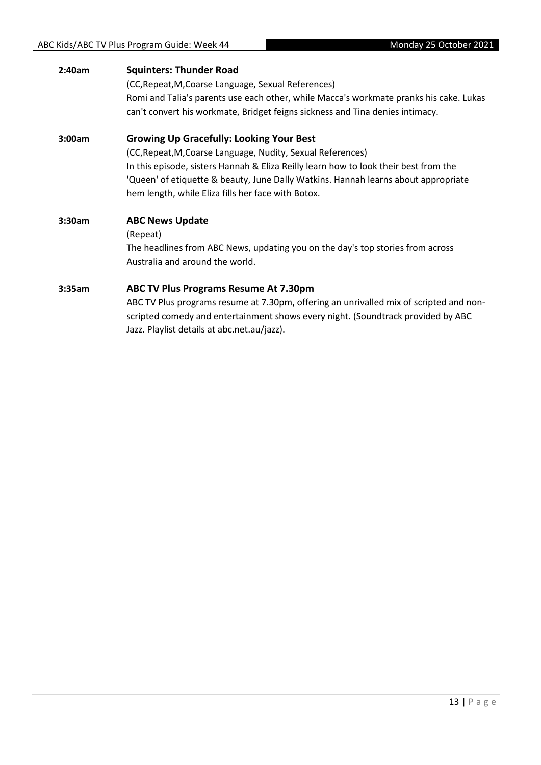**2:40am** **Squinters: Thunder Road**

(CC,Repeat,M,Coarse Language, Sexual References)

Romi and Talia's parents use each other, while Macca's workmate pranks his cake. Lukas can't convert his workmate, Bridget feigns sickness and Tina denies intimacy.

**3:00am** **Growing Up Gracefully: Looking Your Best**

(CC,Repeat,M,Coarse Language, Nudity, Sexual References)

In this episode, sisters Hannah & Eliza Reilly learn how to look their best from the 'Queen' of etiquette & beauty, June Dally Watkins. Hannah learns about appropriate hem length, while Eliza fills her face with Botox.

**3:30am** **ABC News Update**

(Repeat)

The headlines from ABC News, updating you on the day's top stories from across Australia and around the world.

**3:35am** **ABC TV Plus Programs Resume At 7.30pm**

ABC TV Plus programs resume at 7.30pm, offering an unrivalled mix of scripted and non-scripted comedy and entertainment shows every night. (Soundtrack provided by ABC Jazz. Playlist details at abc.net.au/jazz).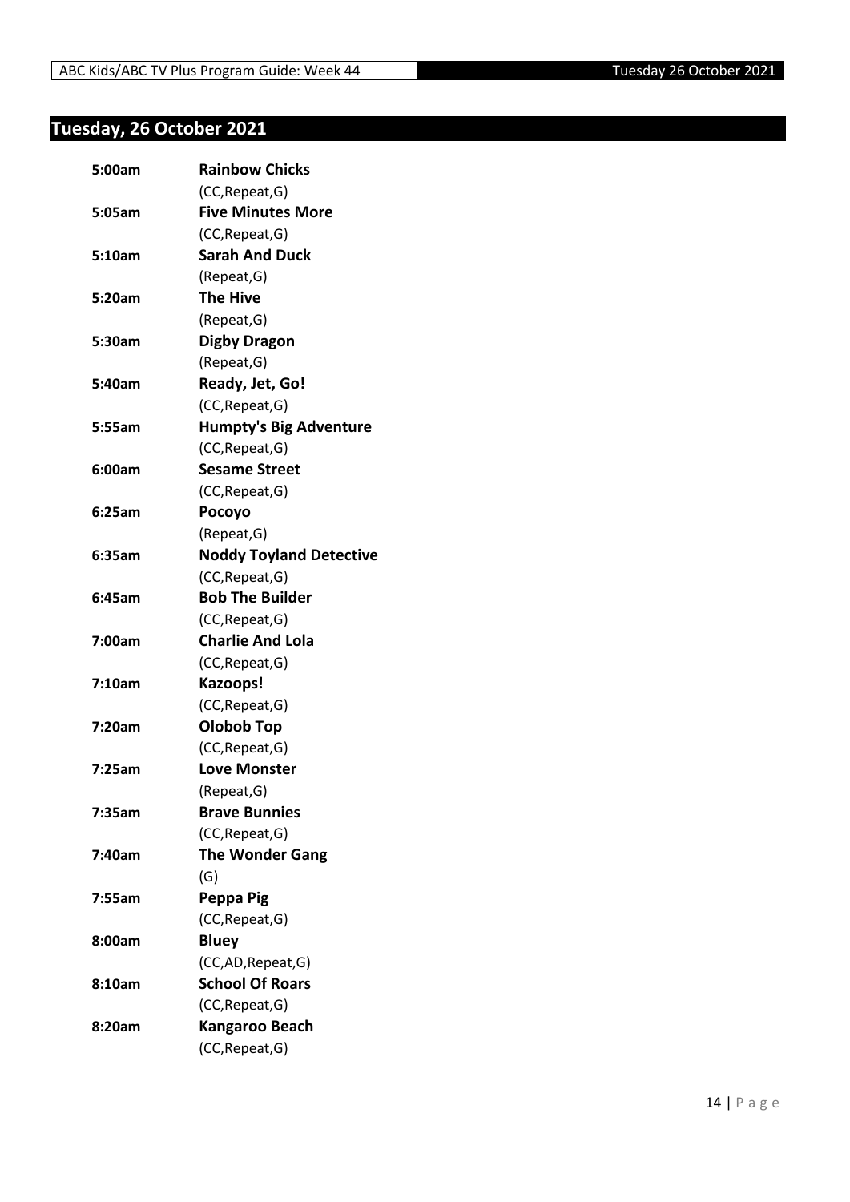## Tuesday, 26 October 2021

| | |
|---|---|
| **5:00am** | **Rainbow Chicks** |
| | (CC,Repeat,G) |
| **5:05am** | **Five Minutes More** |
| | (CC,Repeat,G) |
| **5:10am** | **Sarah And Duck** |
| | (Repeat,G) |
| **5:20am** | **The Hive** |
| | (Repeat,G) |
| **5:30am** | **Digby Dragon** |
| | (Repeat,G) |
| **5:40am** | **Ready, Jet, Go!** |
| | (CC,Repeat,G) |
| **5:55am** | **Humpty's Big Adventure** |
| | (CC,Repeat,G) |
| **6:00am** | **Sesame Street** |
| | (CC,Repeat,G) |
| **6:25am** | **Pocoyo** |
| | (Repeat,G) |
| **6:35am** | **Noddy Toyland Detective** |
| | (CC,Repeat,G) |
| **6:45am** | **Bob The Builder** |
| | (CC,Repeat,G) |
| **7:00am** | **Charlie And Lola** |
| | (CC,Repeat,G) |
| **7:10am** | **Kazoops!** |
| | (CC,Repeat,G) |
| **7:20am** | **Olobob Top** |
| | (CC,Repeat,G) |
| **7:25am** | **Love Monster** |
| | (Repeat,G) |
| **7:35am** | **Brave Bunnies** |
| | (CC,Repeat,G) |
| **7:40am** | **The Wonder Gang** |
| | (G) |
| **7:55am** | **Peppa Pig** |
| | (CC,Repeat,G) |
| **8:00am** | **Bluey** |
| | (CC,AD,Repeat,G) |
| **8:10am** | **School Of Roars** |
| | (CC,Repeat,G) |
| **8:20am** | **Kangaroo Beach** |
| | (CC,Repeat,G) |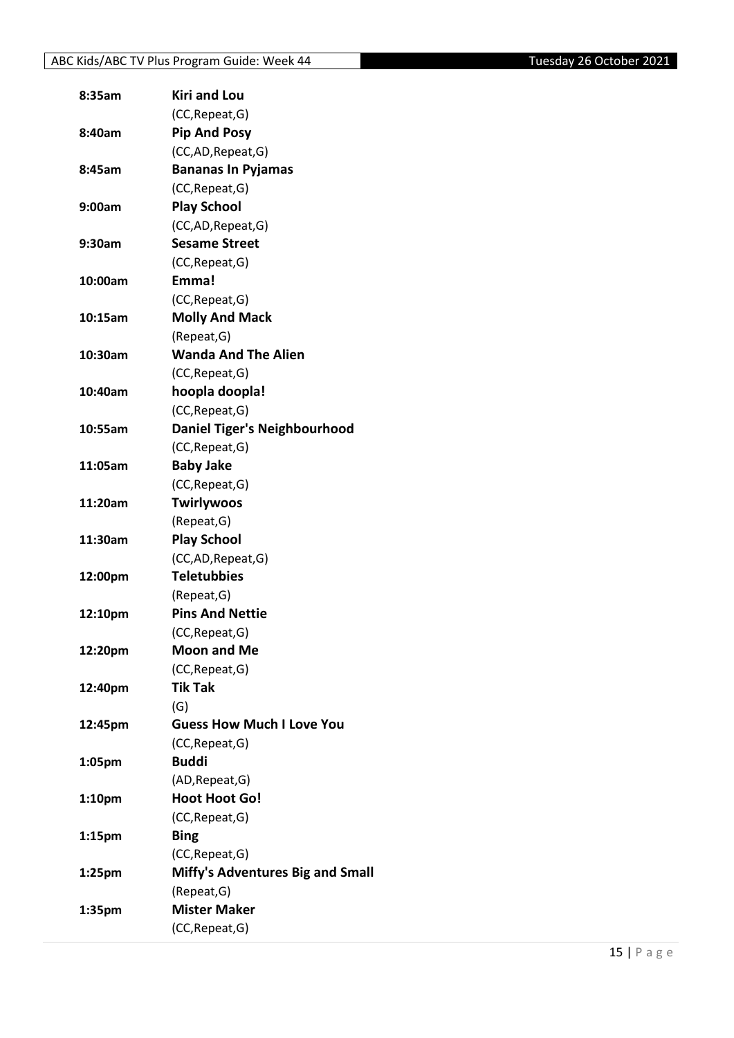| | |
|---|---|
| 8:35am | **Kiri and Lou** |
| | (CC,Repeat,G) |
| 8:40am | **Pip And Posy** |
| | (CC,AD,Repeat,G) |
| 8:45am | **Bananas In Pyjamas** |
| | (CC,Repeat,G) |
| 9:00am | **Play School** |
| | (CC,AD,Repeat,G) |
| 9:30am | **Sesame Street** |
| | (CC,Repeat,G) |
| 10:00am | **Emma!** |
| | (CC,Repeat,G) |
| 10:15am | **Molly And Mack** |
| | (Repeat,G) |
| 10:30am | **Wanda And The Alien** |
| | (CC,Repeat,G) |
| 10:40am | **hoopla doopla!** |
| | (CC,Repeat,G) |
| 10:55am | **Daniel Tiger's Neighbourhood** |
| | (CC,Repeat,G) |
| 11:05am | **Baby Jake** |
| | (CC,Repeat,G) |
| 11:20am | **Twirlywoos** |
| | (Repeat,G) |
| 11:30am | **Play School** |
| | (CC,AD,Repeat,G) |
| 12:00pm | **Teletubbies** |
| | (Repeat,G) |
| 12:10pm | **Pins And Nettie** |
| | (CC,Repeat,G) |
| 12:20pm | **Moon and Me** |
| | (CC,Repeat,G) |
| 12:40pm | **Tik Tak** |
| | (G) |
| 12:45pm | **Guess How Much I Love You** |
| | (CC,Repeat,G) |
| 1:05pm | **Buddi** |
| | (AD,Repeat,G) |
| 1:10pm | **Hoot Hoot Go!** |
| | (CC,Repeat,G) |
| 1:15pm | **Bing** |
| | (CC,Repeat,G) |
| 1:25pm | **Miffy's Adventures Big and Small** |
| | (Repeat,G) |
| 1:35pm | **Mister Maker** |
| | (CC,Repeat,G) |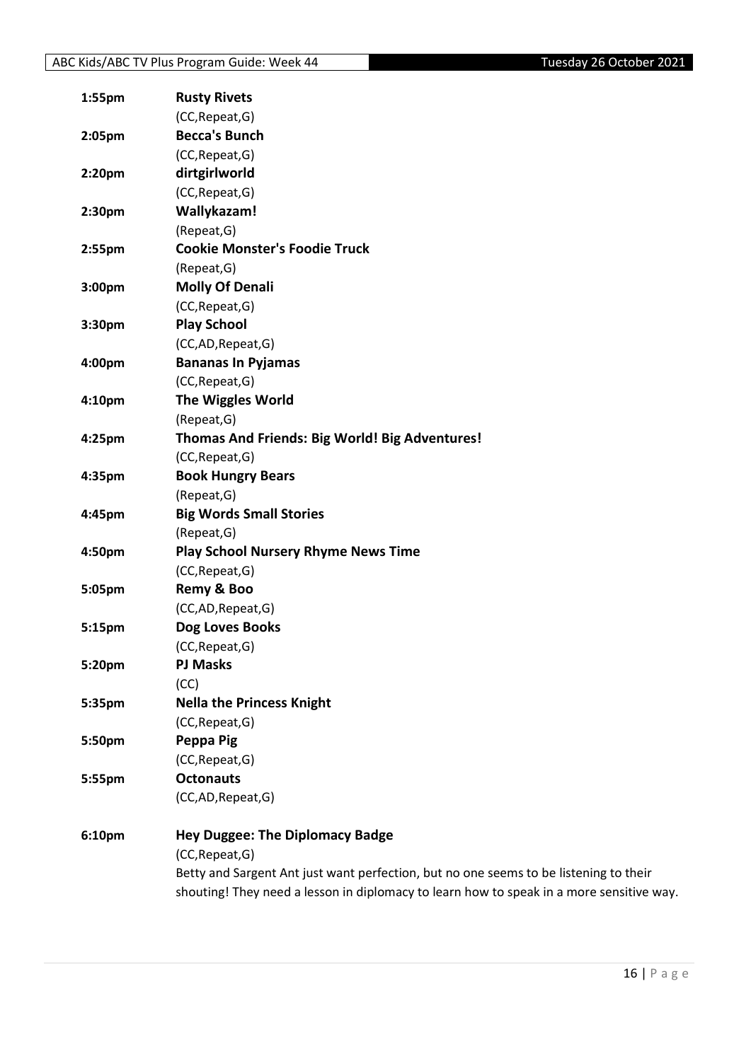| | |
|---|---|
| 1:55pm | **Rusty Rivets** |
| | (CC,Repeat,G) |
| 2:05pm | **Becca's Bunch** |
| | (CC,Repeat,G) |
| 2:20pm | **dirtgirlworld** |
| | (CC,Repeat,G) |
| 2:30pm | **Wallykazam!** |
| | (Repeat,G) |
| 2:55pm | **Cookie Monster's Foodie Truck** |
| | (Repeat,G) |
| 3:00pm | **Molly Of Denali** |
| | (CC,Repeat,G) |
| 3:30pm | **Play School** |
| | (CC,AD,Repeat,G) |
| 4:00pm | **Bananas In Pyjamas** |
| | (CC,Repeat,G) |
| 4:10pm | **The Wiggles World** |
| | (Repeat,G) |
| 4:25pm | **Thomas And Friends: Big World! Big Adventures!** |
| | (CC,Repeat,G) |
| 4:35pm | **Book Hungry Bears** |
| | (Repeat,G) |
| 4:45pm | **Big Words Small Stories** |
| | (Repeat,G) |
| 4:50pm | **Play School Nursery Rhyme News Time** |
| | (CC,Repeat,G) |
| 5:05pm | **Remy & Boo** |
| | (CC,AD,Repeat,G) |
| 5:15pm | **Dog Loves Books** |
| | (CC,Repeat,G) |
| 5:20pm | **PJ Masks** |
| | (CC) |
| 5:35pm | **Nella the Princess Knight** |
| | (CC,Repeat,G) |
| 5:50pm | **Peppa Pig** |
| | (CC,Repeat,G) |
| 5:55pm | **Octonauts** |
| | (CC,AD,Repeat,G) |
| 6:10pm | **Hey Duggee: The Diplomacy Badge** |
| | (CC,Repeat,G) |
| | Betty and Sargent Ant just want perfection, but no one seems to be listening to their shouting! They need a lesson in diplomacy to learn how to speak in a more sensitive way. |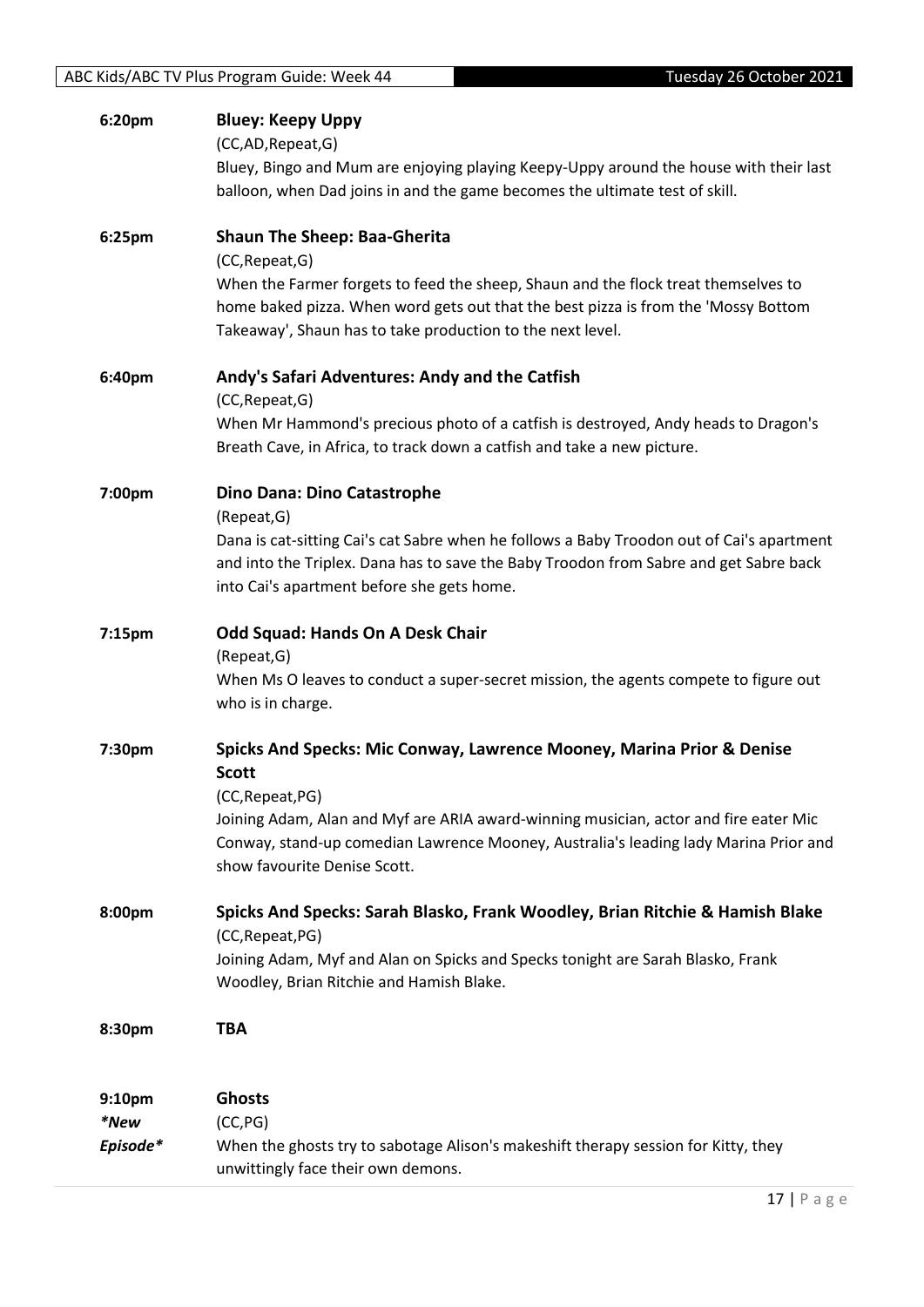**6:20pm** **Bluey: Keepy Uppy**

(CC,AD,Repeat,G)

Bluey, Bingo and Mum are enjoying playing Keepy-Uppy around the house with their last balloon, when Dad joins in and the game becomes the ultimate test of skill.

**6:25pm** **Shaun The Sheep: Baa-Gherita**

(CC,Repeat,G)

When the Farmer forgets to feed the sheep, Shaun and the flock treat themselves to home baked pizza. When word gets out that the best pizza is from the 'Mossy Bottom Takeaway', Shaun has to take production to the next level.

**6:40pm** **Andy's Safari Adventures: Andy and the Catfish**

(CC,Repeat,G)

When Mr Hammond's precious photo of a catfish is destroyed, Andy heads to Dragon's Breath Cave, in Africa, to track down a catfish and take a new picture.

**7:00pm** **Dino Dana: Dino Catastrophe**

(Repeat,G)

Dana is cat-sitting Cai's cat Sabre when he follows a Baby Troodon out of Cai's apartment and into the Triplex. Dana has to save the Baby Troodon from Sabre and get Sabre back into Cai's apartment before she gets home.

**7:15pm** **Odd Squad: Hands On A Desk Chair**

(Repeat,G)

When Ms O leaves to conduct a super-secret mission, the agents compete to figure out who is in charge.

**7:30pm** **Spicks And Specks: Mic Conway, Lawrence Mooney, Marina Prior & Denise Scott**

(CC,Repeat,PG)

Joining Adam, Alan and Myf are ARIA award-winning musician, actor and fire eater Mic Conway, stand-up comedian Lawrence Mooney, Australia's leading lady Marina Prior and show favourite Denise Scott.

**8:00pm** **Spicks And Specks: Sarah Blasko, Frank Woodley, Brian Ritchie & Hamish Blake**

(CC,Repeat,PG)

Joining Adam, Myf and Alan on Spicks and Specks tonight are Sarah Blasko, Frank Woodley, Brian Ritchie and Hamish Blake.

**8:30pm** **TBA**

**9:10pm** *\*New Episode\**  **Ghosts**

(CC,PG)

When the ghosts try to sabotage Alison's makeshift therapy session for Kitty, they unwittingly face their own demons.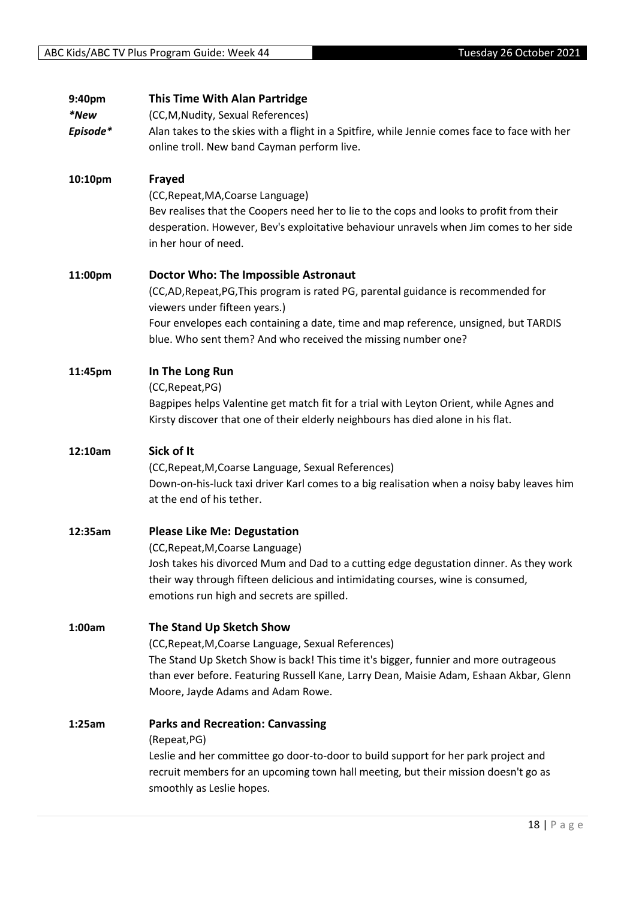**9:40pm** *\*New Episode\**

**This Time With Alan Partridge**

(CC,M,Nudity, Sexual References)

Alan takes to the skies with a flight in a Spitfire, while Jennie comes face to face with her online troll. New band Cayman perform live.

**10:10pm**

**Frayed**

(CC,Repeat,MA,Coarse Language)

Bev realises that the Coopers need her to lie to the cops and looks to profit from their desperation. However, Bev's exploitative behaviour unravels when Jim comes to her side in her hour of need.

**11:00pm**

**Doctor Who: The Impossible Astronaut**

(CC,AD,Repeat,PG,This program is rated PG, parental guidance is recommended for viewers under fifteen years.)

Four envelopes each containing a date, time and map reference, unsigned, but TARDIS blue. Who sent them? And who received the missing number one?

**11:45pm**

**In The Long Run**

(CC,Repeat,PG)

Bagpipes helps Valentine get match fit for a trial with Leyton Orient, while Agnes and Kirsty discover that one of their elderly neighbours has died alone in his flat.

**12:10am**

**Sick of It**

(CC,Repeat,M,Coarse Language, Sexual References)

Down-on-his-luck taxi driver Karl comes to a big realisation when a noisy baby leaves him at the end of his tether.

**12:35am**

**Please Like Me: Degustation**

(CC,Repeat,M,Coarse Language)

Josh takes his divorced Mum and Dad to a cutting edge degustation dinner. As they work their way through fifteen delicious and intimidating courses, wine is consumed, emotions run high and secrets are spilled.

**1:00am**

**The Stand Up Sketch Show**

(CC,Repeat,M,Coarse Language, Sexual References)

The Stand Up Sketch Show is back! This time it's bigger, funnier and more outrageous than ever before. Featuring Russell Kane, Larry Dean, Maisie Adam, Eshaan Akbar, Glenn Moore, Jayde Adams and Adam Rowe.

**1:25am**

**Parks and Recreation: Canvassing**

(Repeat,PG)

Leslie and her committee go door-to-door to build support for her park project and recruit members for an upcoming town hall meeting, but their mission doesn't go as smoothly as Leslie hopes.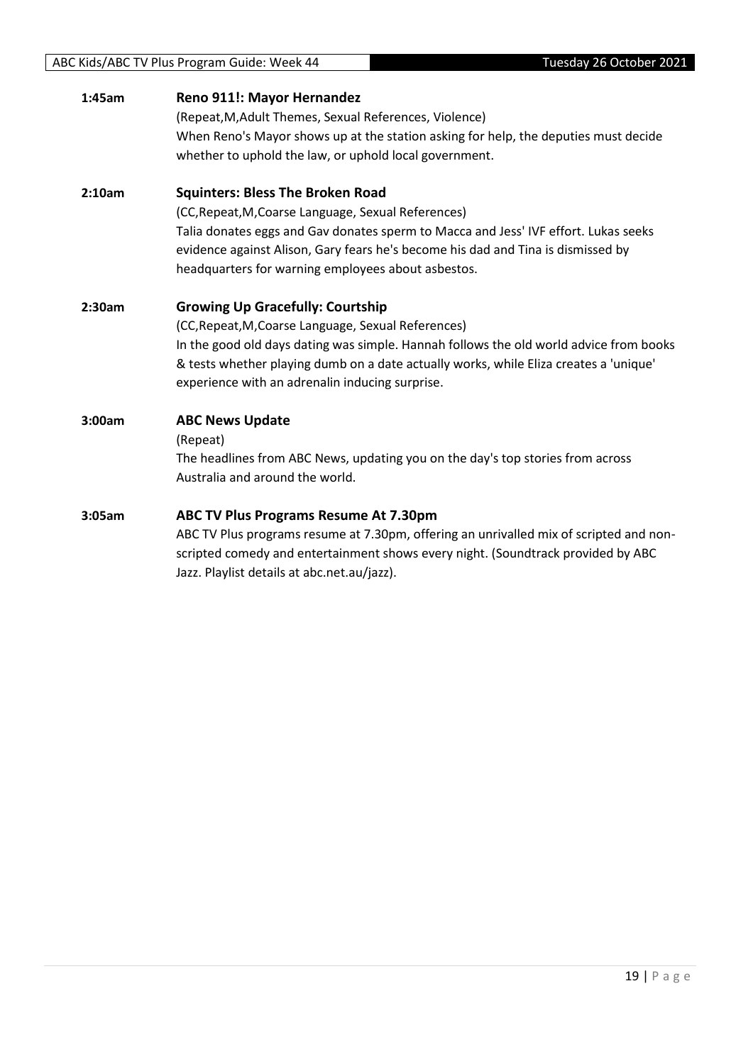**1:45am** **Reno 911!: Mayor Hernandez**

(Repeat,M,Adult Themes, Sexual References, Violence)

When Reno's Mayor shows up at the station asking for help, the deputies must decide whether to uphold the law, or uphold local government.

**2:10am** **Squinters: Bless The Broken Road**

(CC,Repeat,M,Coarse Language, Sexual References)

Talia donates eggs and Gav donates sperm to Macca and Jess' IVF effort. Lukas seeks evidence against Alison, Gary fears he's become his dad and Tina is dismissed by headquarters for warning employees about asbestos.

**2:30am** **Growing Up Gracefully: Courtship**

(CC,Repeat,M,Coarse Language, Sexual References)

In the good old days dating was simple. Hannah follows the old world advice from books & tests whether playing dumb on a date actually works, while Eliza creates a 'unique' experience with an adrenalin inducing surprise.

**3:00am** **ABC News Update**

(Repeat)

The headlines from ABC News, updating you on the day's top stories from across Australia and around the world.

**3:05am** **ABC TV Plus Programs Resume At 7.30pm**

ABC TV Plus programs resume at 7.30pm, offering an unrivalled mix of scripted and non-scripted comedy and entertainment shows every night. (Soundtrack provided by ABC Jazz. Playlist details at abc.net.au/jazz).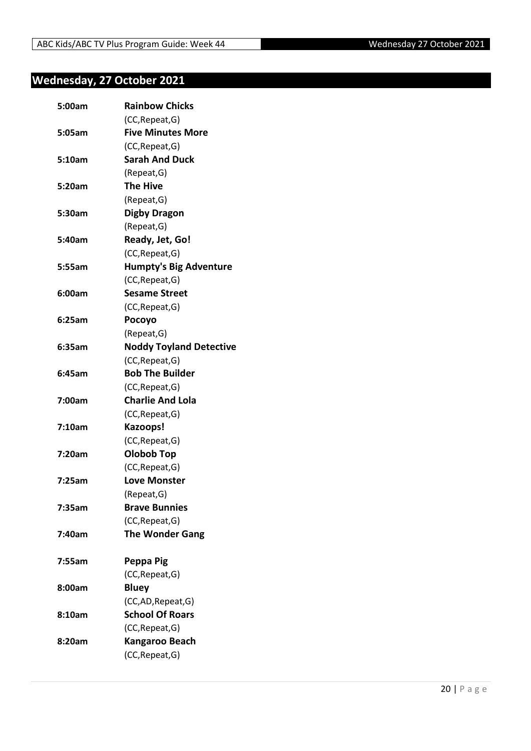## Wednesday, 27 October 2021

| | |
|---|---|
| **5:00am** | **Rainbow Chicks** |
| | (CC,Repeat,G) |
| **5:05am** | **Five Minutes More** |
| | (CC,Repeat,G) |
| **5:10am** | **Sarah And Duck** |
| | (Repeat,G) |
| **5:20am** | **The Hive** |
| | (Repeat,G) |
| **5:30am** | **Digby Dragon** |
| | (Repeat,G) |
| **5:40am** | **Ready, Jet, Go!** |
| | (CC,Repeat,G) |
| **5:55am** | **Humpty's Big Adventure** |
| | (CC,Repeat,G) |
| **6:00am** | **Sesame Street** |
| | (CC,Repeat,G) |
| **6:25am** | **Pocoyo** |
| | (Repeat,G) |
| **6:35am** | **Noddy Toyland Detective** |
| | (CC,Repeat,G) |
| **6:45am** | **Bob The Builder** |
| | (CC,Repeat,G) |
| **7:00am** | **Charlie And Lola** |
| | (CC,Repeat,G) |
| **7:10am** | **Kazoops!** |
| | (CC,Repeat,G) |
| **7:20am** | **Olobob Top** |
| | (CC,Repeat,G) |
| **7:25am** | **Love Monster** |
| | (Repeat,G) |
| **7:35am** | **Brave Bunnies** |
| | (CC,Repeat,G) |
| **7:40am** | **The Wonder Gang** |
| | |
| **7:55am** | **Peppa Pig** |
| | (CC,Repeat,G) |
| **8:00am** | **Bluey** |
| | (CC,AD,Repeat,G) |
| **8:10am** | **School Of Roars** |
| | (CC,Repeat,G) |
| **8:20am** | **Kangaroo Beach** |
| | (CC,Repeat,G) |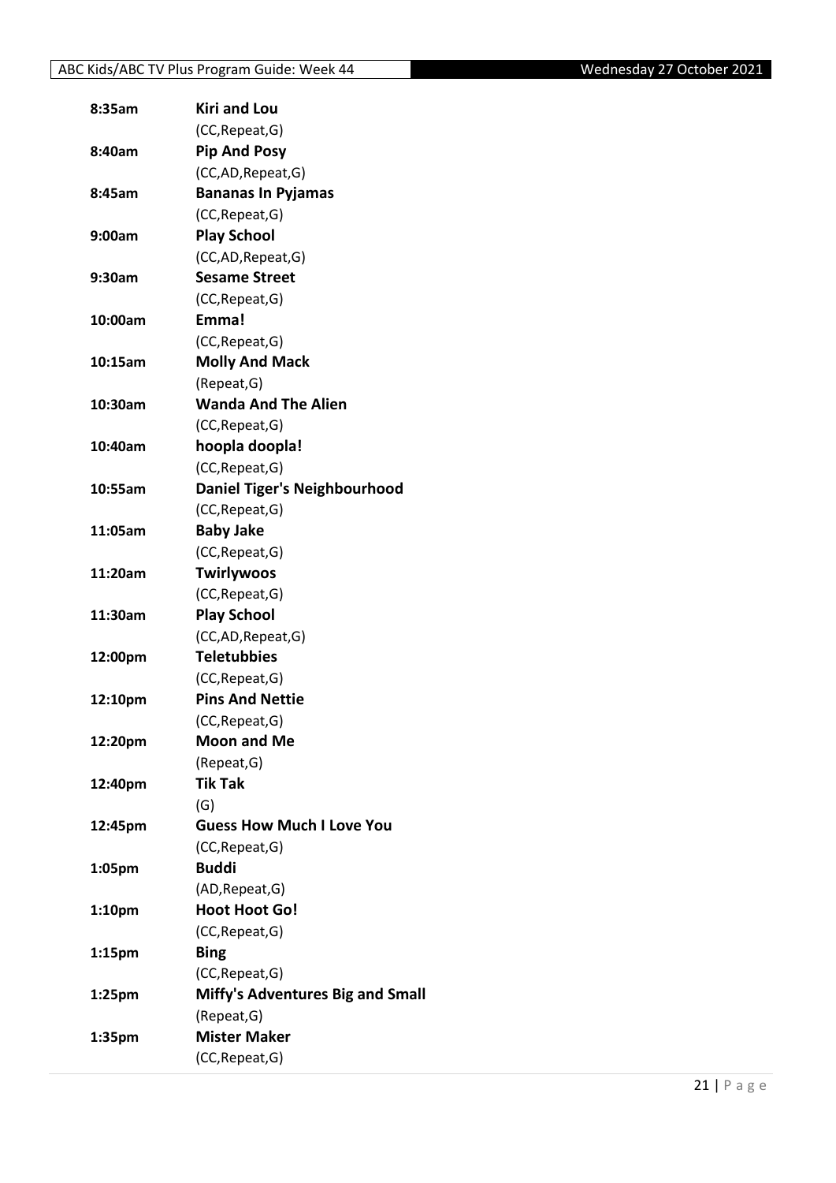| | |
|---|---|
| **8:35am** | **Kiri and Lou** |
| | (CC,Repeat,G) |
| **8:40am** | **Pip And Posy** |
| | (CC,AD,Repeat,G) |
| **8:45am** | **Bananas In Pyjamas** |
| | (CC,Repeat,G) |
| **9:00am** | **Play School** |
| | (CC,AD,Repeat,G) |
| **9:30am** | **Sesame Street** |
| | (CC,Repeat,G) |
| **10:00am** | **Emma!** |
| | (CC,Repeat,G) |
| **10:15am** | **Molly And Mack** |
| | (Repeat,G) |
| **10:30am** | **Wanda And The Alien** |
| | (CC,Repeat,G) |
| **10:40am** | **hoopla doopla!** |
| | (CC,Repeat,G) |
| **10:55am** | **Daniel Tiger's Neighbourhood** |
| | (CC,Repeat,G) |
| **11:05am** | **Baby Jake** |
| | (CC,Repeat,G) |
| **11:20am** | **Twirlywoos** |
| | (CC,Repeat,G) |
| **11:30am** | **Play School** |
| | (CC,AD,Repeat,G) |
| **12:00pm** | **Teletubbies** |
| | (CC,Repeat,G) |
| **12:10pm** | **Pins And Nettie** |
| | (CC,Repeat,G) |
| **12:20pm** | **Moon and Me** |
| | (Repeat,G) |
| **12:40pm** | **Tik Tak** |
| | (G) |
| **12:45pm** | **Guess How Much I Love You** |
| | (CC,Repeat,G) |
| **1:05pm** | **Buddi** |
| | (AD,Repeat,G) |
| **1:10pm** | **Hoot Hoot Go!** |
| | (CC,Repeat,G) |
| **1:15pm** | **Bing** |
| | (CC,Repeat,G) |
| **1:25pm** | **Miffy's Adventures Big and Small** |
| | (Repeat,G) |
| **1:35pm** | **Mister Maker** |
| | (CC,Repeat,G) |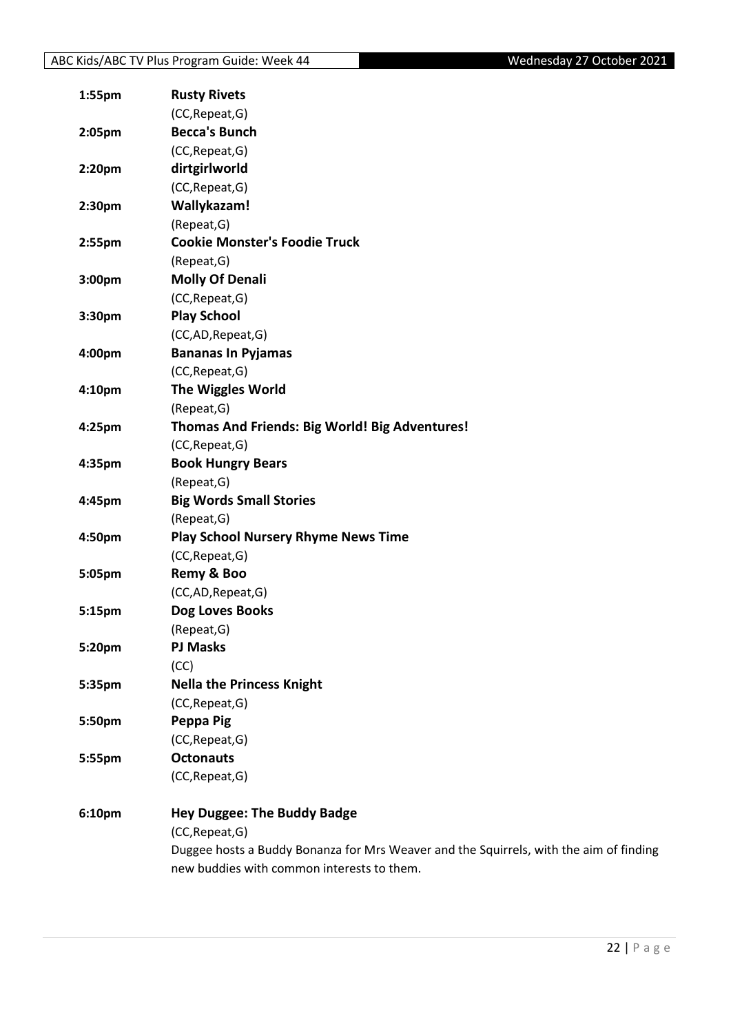| | |
|---|---|
| 1:55pm | **Rusty Rivets** |
| | (CC,Repeat,G) |
| 2:05pm | **Becca's Bunch** |
| | (CC,Repeat,G) |
| 2:20pm | **dirtgirlworld** |
| | (CC,Repeat,G) |
| 2:30pm | **Wallykazam!** |
| | (Repeat,G) |
| 2:55pm | **Cookie Monster's Foodie Truck** |
| | (Repeat,G) |
| 3:00pm | **Molly Of Denali** |
| | (CC,Repeat,G) |
| 3:30pm | **Play School** |
| | (CC,AD,Repeat,G) |
| 4:00pm | **Bananas In Pyjamas** |
| | (CC,Repeat,G) |
| 4:10pm | **The Wiggles World** |
| | (Repeat,G) |
| 4:25pm | **Thomas And Friends: Big World! Big Adventures!** |
| | (CC,Repeat,G) |
| 4:35pm | **Book Hungry Bears** |
| | (Repeat,G) |
| 4:45pm | **Big Words Small Stories** |
| | (Repeat,G) |
| 4:50pm | **Play School Nursery Rhyme News Time** |
| | (CC,Repeat,G) |
| 5:05pm | **Remy & Boo** |
| | (CC,AD,Repeat,G) |
| 5:15pm | **Dog Loves Books** |
| | (Repeat,G) |
| 5:20pm | **PJ Masks** |
| | (CC) |
| 5:35pm | **Nella the Princess Knight** |
| | (CC,Repeat,G) |
| 5:50pm | **Peppa Pig** |
| | (CC,Repeat,G) |
| 5:55pm | **Octonauts** |
| | (CC,Repeat,G) |
| 6:10pm | **Hey Duggee: The Buddy Badge** |
| | (CC,Repeat,G) |
| | Duggee hosts a Buddy Bonanza for Mrs Weaver and the Squirrels, with the aim of finding new buddies with common interests to them. |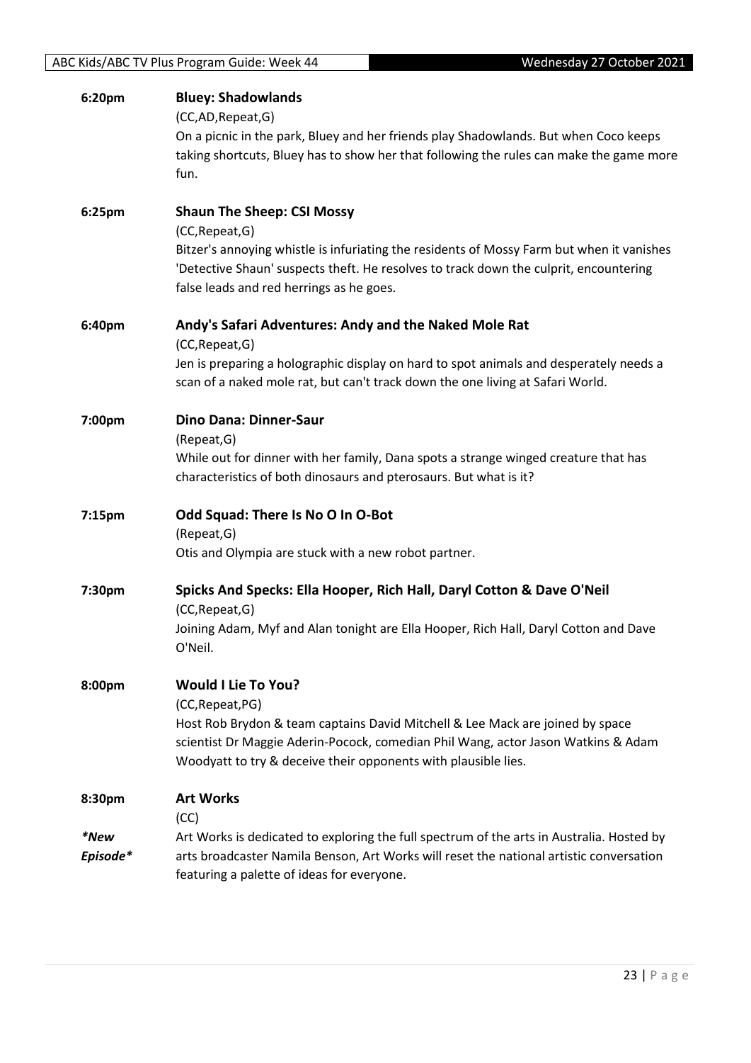**6:20pm** **Bluey: Shadowlands**
(CC,AD,Repeat,G)
On a picnic in the park, Bluey and her friends play Shadowlands. But when Coco keeps taking shortcuts, Bluey has to show her that following the rules can make the game more fun.

**6:25pm** **Shaun The Sheep: CSI Mossy**
(CC,Repeat,G)
Bitzer's annoying whistle is infuriating the residents of Mossy Farm but when it vanishes 'Detective Shaun' suspects theft. He resolves to track down the culprit, encountering false leads and red herrings as he goes.

**6:40pm** **Andy's Safari Adventures: Andy and the Naked Mole Rat**
(CC,Repeat,G)
Jen is preparing a holographic display on hard to spot animals and desperately needs a scan of a naked mole rat, but can't track down the one living at Safari World.

**7:00pm** **Dino Dana: Dinner-Saur**
(Repeat,G)
While out for dinner with her family, Dana spots a strange winged creature that has characteristics of both dinosaurs and pterosaurs. But what is it?

**7:15pm** **Odd Squad: There Is No O In O-Bot**
(Repeat,G)
Otis and Olympia are stuck with a new robot partner.

**7:30pm** **Spicks And Specks: Ella Hooper, Rich Hall, Daryl Cotton & Dave O'Neil**
(CC,Repeat,G)
Joining Adam, Myf and Alan tonight are Ella Hooper, Rich Hall, Daryl Cotton and Dave O'Neil.

**8:00pm** **Would I Lie To You?**
(CC,Repeat,PG)
Host Rob Brydon & team captains David Mitchell & Lee Mack are joined by space scientist Dr Maggie Aderin-Pocock, comedian Phil Wang, actor Jason Watkins & Adam Woodyatt to try & deceive their opponents with plausible lies.

**8:30pm** **Art Works**
(CC)
*\*New Episode\**
Art Works is dedicated to exploring the full spectrum of the arts in Australia. Hosted by arts broadcaster Namila Benson, Art Works will reset the national artistic conversation featuring a palette of ideas for everyone.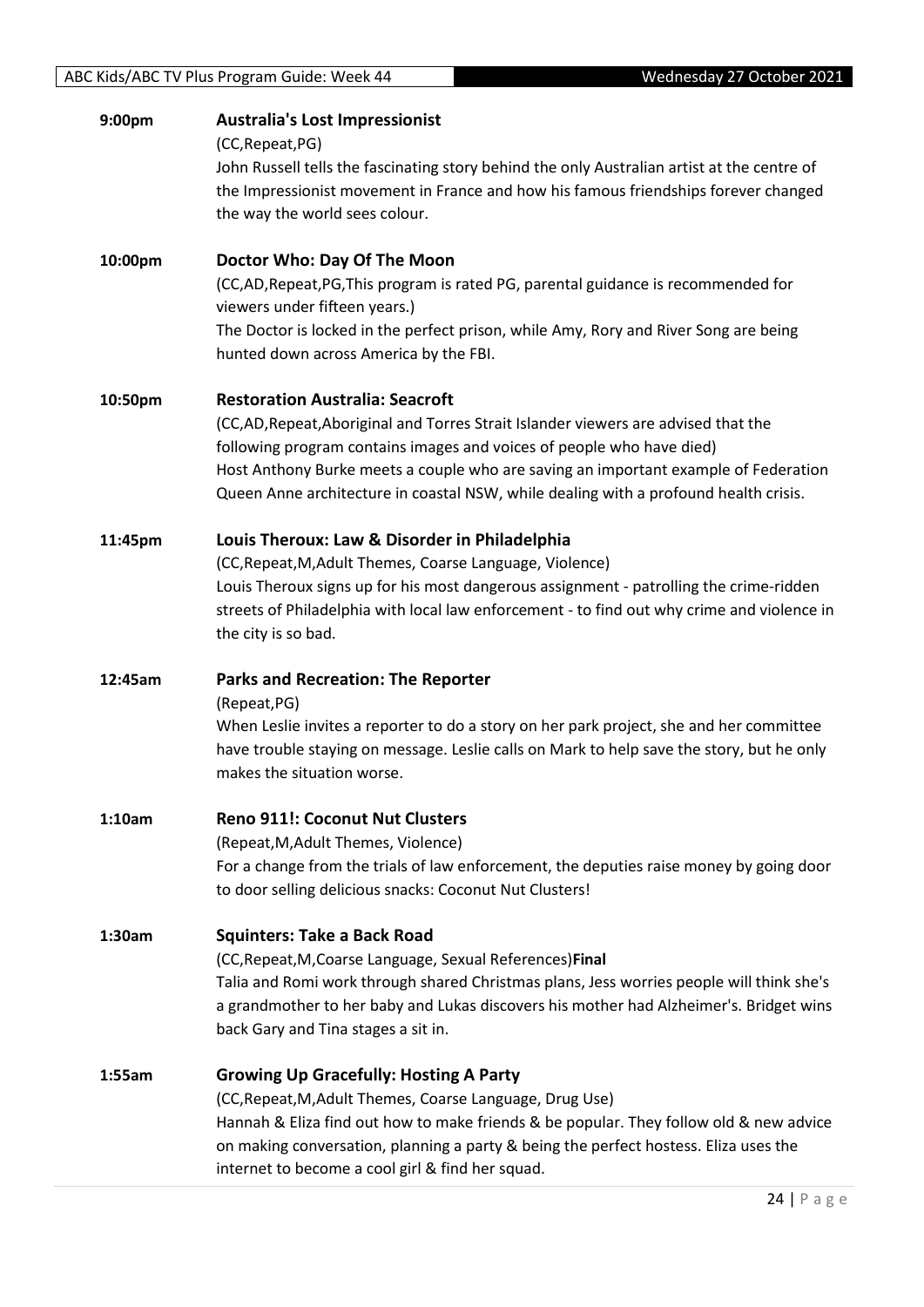**9:00pm** **Australia's Lost Impressionist**

(CC,Repeat,PG)

John Russell tells the fascinating story behind the only Australian artist at the centre of the Impressionist movement in France and how his famous friendships forever changed the way the world sees colour.

**10:00pm** **Doctor Who: Day Of The Moon**

(CC,AD,Repeat,PG,This program is rated PG, parental guidance is recommended for viewers under fifteen years.)

The Doctor is locked in the perfect prison, while Amy, Rory and River Song are being hunted down across America by the FBI.

**10:50pm** **Restoration Australia: Seacroft**

(CC,AD,Repeat,Aboriginal and Torres Strait Islander viewers are advised that the following program contains images and voices of people who have died)

Host Anthony Burke meets a couple who are saving an important example of Federation Queen Anne architecture in coastal NSW, while dealing with a profound health crisis.

**11:45pm** **Louis Theroux: Law & Disorder in Philadelphia**

(CC,Repeat,M,Adult Themes, Coarse Language, Violence)

Louis Theroux signs up for his most dangerous assignment - patrolling the crime-ridden streets of Philadelphia with local law enforcement - to find out why crime and violence in the city is so bad.

**12:45am** **Parks and Recreation: The Reporter**

(Repeat,PG)

When Leslie invites a reporter to do a story on her park project, she and her committee have trouble staying on message. Leslie calls on Mark to help save the story, but he only makes the situation worse.

**1:10am** **Reno 911!: Coconut Nut Clusters**

(Repeat,M,Adult Themes, Violence)

For a change from the trials of law enforcement, the deputies raise money by going door to door selling delicious snacks: Coconut Nut Clusters!

**1:30am** **Squinters: Take a Back Road**

(CC,Repeat,M,Coarse Language, Sexual References)**Final**

Talia and Romi work through shared Christmas plans, Jess worries people will think she's a grandmother to her baby and Lukas discovers his mother had Alzheimer's. Bridget wins back Gary and Tina stages a sit in.

**1:55am** **Growing Up Gracefully: Hosting A Party**

(CC,Repeat,M,Adult Themes, Coarse Language, Drug Use)

Hannah & Eliza find out how to make friends & be popular. They follow old & new advice on making conversation, planning a party & being the perfect hostess. Eliza uses the internet to become a cool girl & find her squad.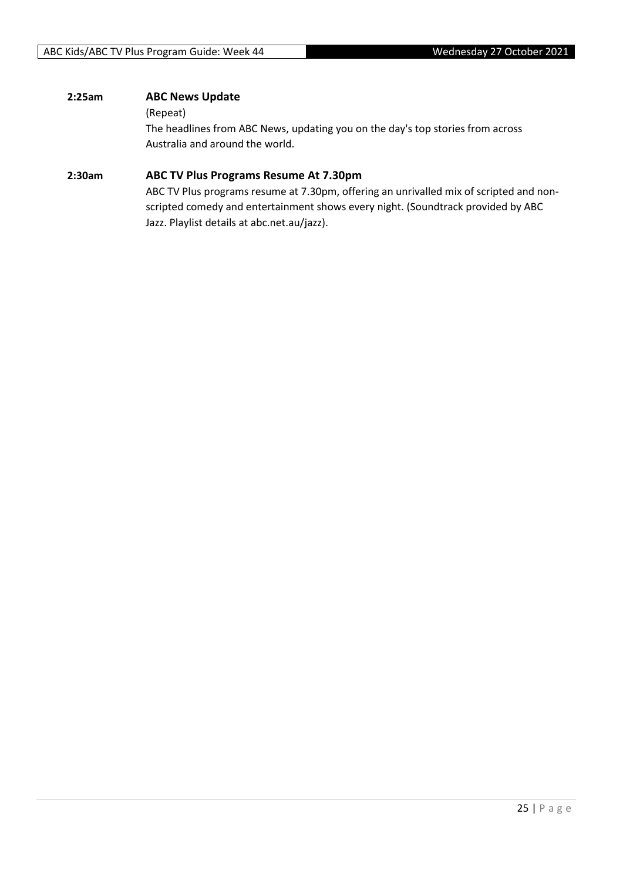**2:25am** **ABC News Update**

(Repeat)

The headlines from ABC News, updating you on the day's top stories from across Australia and around the world.

**2:30am** **ABC TV Plus Programs Resume At 7.30pm**

ABC TV Plus programs resume at 7.30pm, offering an unrivalled mix of scripted and non-scripted comedy and entertainment shows every night. (Soundtrack provided by ABC Jazz. Playlist details at abc.net.au/jazz).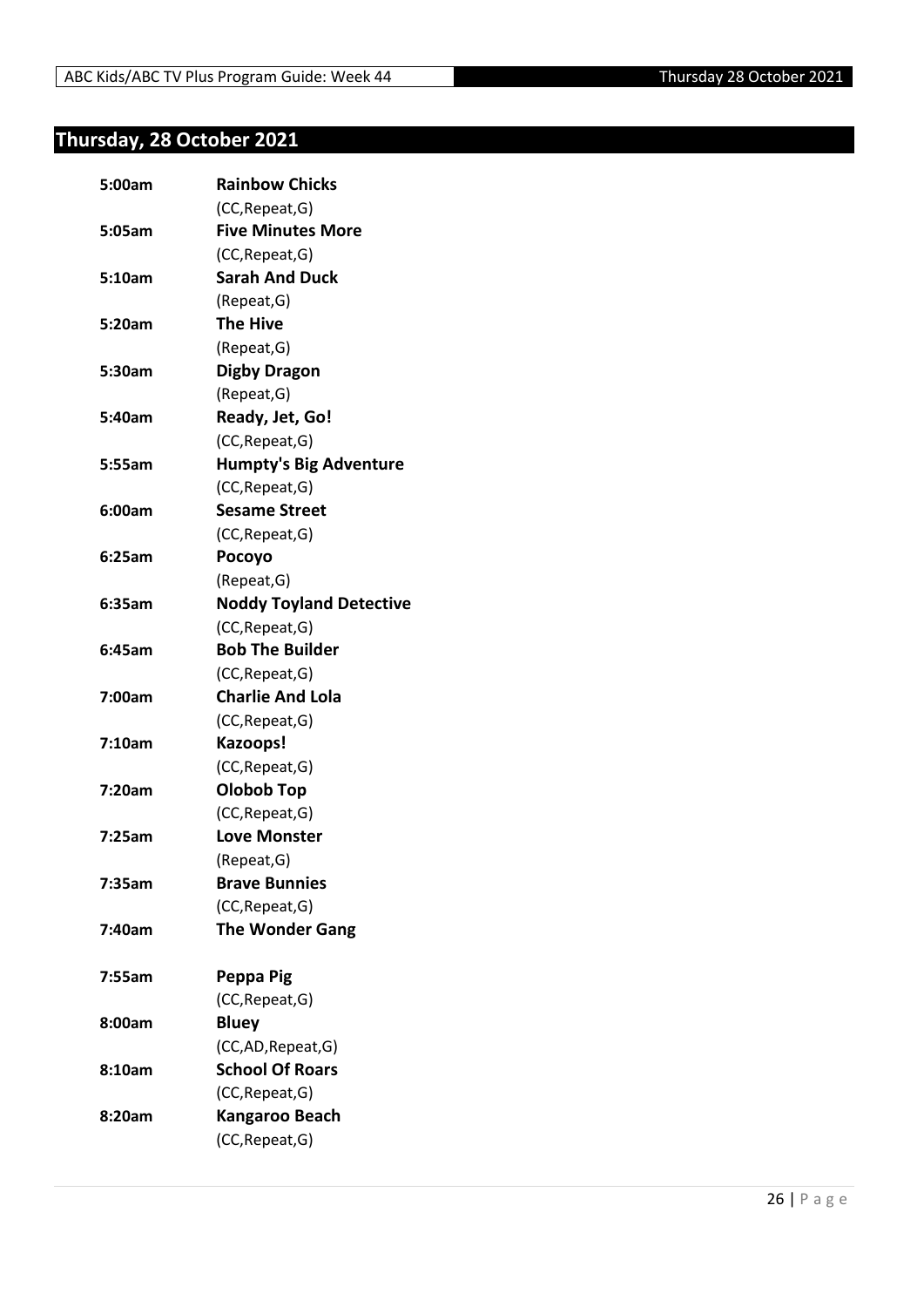## Thursday, 28 October 2021

| | |
|---|---|
| **5:00am** | **Rainbow Chicks** |
| | (CC,Repeat,G) |
| **5:05am** | **Five Minutes More** |
| | (CC,Repeat,G) |
| **5:10am** | **Sarah And Duck** |
| | (Repeat,G) |
| **5:20am** | **The Hive** |
| | (Repeat,G) |
| **5:30am** | **Digby Dragon** |
| | (Repeat,G) |
| **5:40am** | **Ready, Jet, Go!** |
| | (CC,Repeat,G) |
| **5:55am** | **Humpty's Big Adventure** |
| | (CC,Repeat,G) |
| **6:00am** | **Sesame Street** |
| | (CC,Repeat,G) |
| **6:25am** | **Pocoyo** |
| | (Repeat,G) |
| **6:35am** | **Noddy Toyland Detective** |
| | (CC,Repeat,G) |
| **6:45am** | **Bob The Builder** |
| | (CC,Repeat,G) |
| **7:00am** | **Charlie And Lola** |
| | (CC,Repeat,G) |
| **7:10am** | **Kazoops!** |
| | (CC,Repeat,G) |
| **7:20am** | **Olobob Top** |
| | (CC,Repeat,G) |
| **7:25am** | **Love Monster** |
| | (Repeat,G) |
| **7:35am** | **Brave Bunnies** |
| | (CC,Repeat,G) |
| **7:40am** | **The Wonder Gang** |
| **7:55am** | **Peppa Pig** |
| | (CC,Repeat,G) |
| **8:00am** | **Bluey** |
| | (CC,AD,Repeat,G) |
| **8:10am** | **School Of Roars** |
| | (CC,Repeat,G) |
| **8:20am** | **Kangaroo Beach** |
| | (CC,Repeat,G) |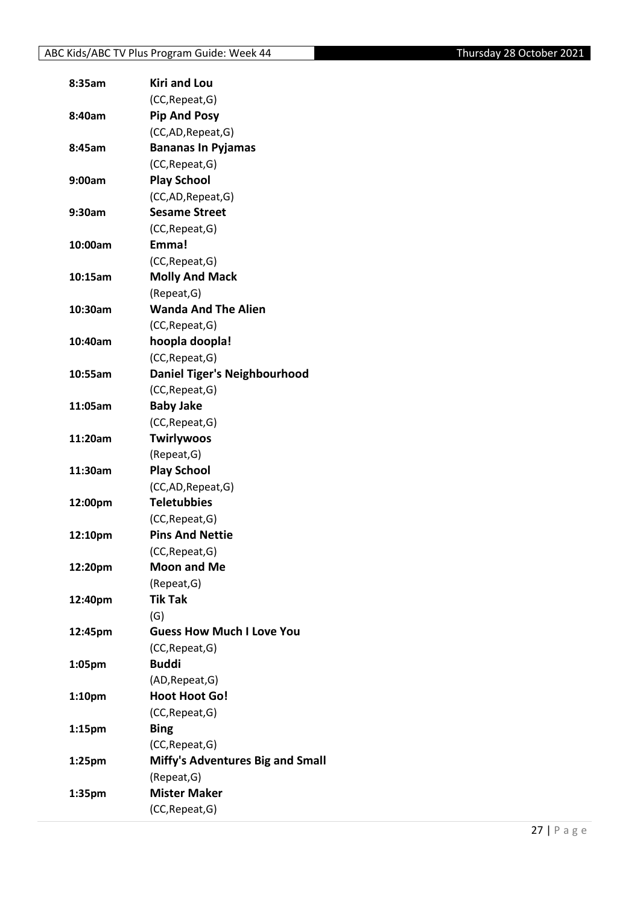| 8:35am | **Kiri and Lou** |
|---|---|
| | (CC,Repeat,G) |
| 8:40am | **Pip And Posy** |
| | (CC,AD,Repeat,G) |
| 8:45am | **Bananas In Pyjamas** |
| | (CC,Repeat,G) |
| 9:00am | **Play School** |
| | (CC,AD,Repeat,G) |
| 9:30am | **Sesame Street** |
| | (CC,Repeat,G) |
| 10:00am | **Emma!** |
| | (CC,Repeat,G) |
| 10:15am | **Molly And Mack** |
| | (Repeat,G) |
| 10:30am | **Wanda And The Alien** |
| | (CC,Repeat,G) |
| 10:40am | **hoopla doopla!** |
| | (CC,Repeat,G) |
| 10:55am | **Daniel Tiger's Neighbourhood** |
| | (CC,Repeat,G) |
| 11:05am | **Baby Jake** |
| | (CC,Repeat,G) |
| 11:20am | **Twirlywoos** |
| | (Repeat,G) |
| 11:30am | **Play School** |
| | (CC,AD,Repeat,G) |
| 12:00pm | **Teletubbies** |
| | (CC,Repeat,G) |
| 12:10pm | **Pins And Nettie** |
| | (CC,Repeat,G) |
| 12:20pm | **Moon and Me** |
| | (Repeat,G) |
| 12:40pm | **Tik Tak** |
| | (G) |
| 12:45pm | **Guess How Much I Love You** |
| | (CC,Repeat,G) |
| 1:05pm | **Buddi** |
| | (AD,Repeat,G) |
| 1:10pm | **Hoot Hoot Go!** |
| | (CC,Repeat,G) |
| 1:15pm | **Bing** |
| | (CC,Repeat,G) |
| 1:25pm | **Miffy's Adventures Big and Small** |
| | (Repeat,G) |
| 1:35pm | **Mister Maker** |
| | (CC,Repeat,G) |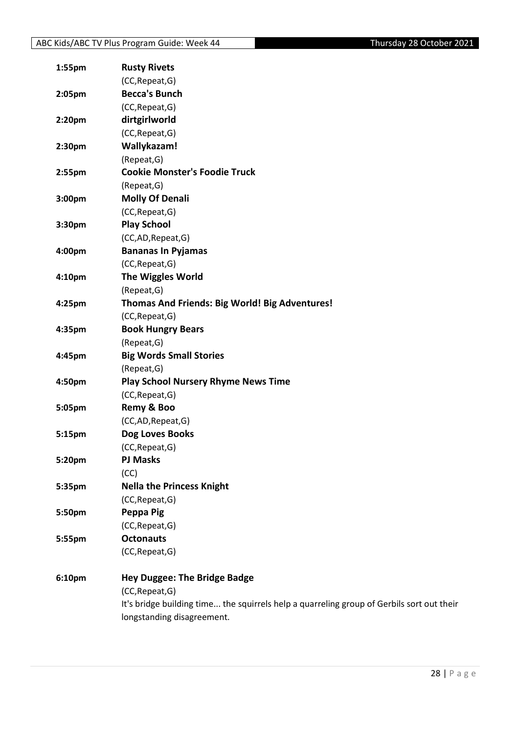| | |
|---|---|
| 1:55pm | **Rusty Rivets** |
| | (CC,Repeat,G) |
| 2:05pm | **Becca's Bunch** |
| | (CC,Repeat,G) |
| 2:20pm | **dirtgirlworld** |
| | (CC,Repeat,G) |
| 2:30pm | **Wallykazam!** |
| | (Repeat,G) |
| 2:55pm | **Cookie Monster's Foodie Truck** |
| | (Repeat,G) |
| 3:00pm | **Molly Of Denali** |
| | (CC,Repeat,G) |
| 3:30pm | **Play School** |
| | (CC,AD,Repeat,G) |
| 4:00pm | **Bananas In Pyjamas** |
| | (CC,Repeat,G) |
| 4:10pm | **The Wiggles World** |
| | (Repeat,G) |
| 4:25pm | **Thomas And Friends: Big World! Big Adventures!** |
| | (CC,Repeat,G) |
| 4:35pm | **Book Hungry Bears** |
| | (Repeat,G) |
| 4:45pm | **Big Words Small Stories** |
| | (Repeat,G) |
| 4:50pm | **Play School Nursery Rhyme News Time** |
| | (CC,Repeat,G) |
| 5:05pm | **Remy & Boo** |
| | (CC,AD,Repeat,G) |
| 5:15pm | **Dog Loves Books** |
| | (CC,Repeat,G) |
| 5:20pm | **PJ Masks** |
| | (CC) |
| 5:35pm | **Nella the Princess Knight** |
| | (CC,Repeat,G) |
| 5:50pm | **Peppa Pig** |
| | (CC,Repeat,G) |
| 5:55pm | **Octonauts** |
| | (CC,Repeat,G) |
| 6:10pm | **Hey Duggee: The Bridge Badge** |
| | (CC,Repeat,G) |
| | It's bridge building time... the squirrels help a quarreling group of Gerbils sort out their longstanding disagreement. |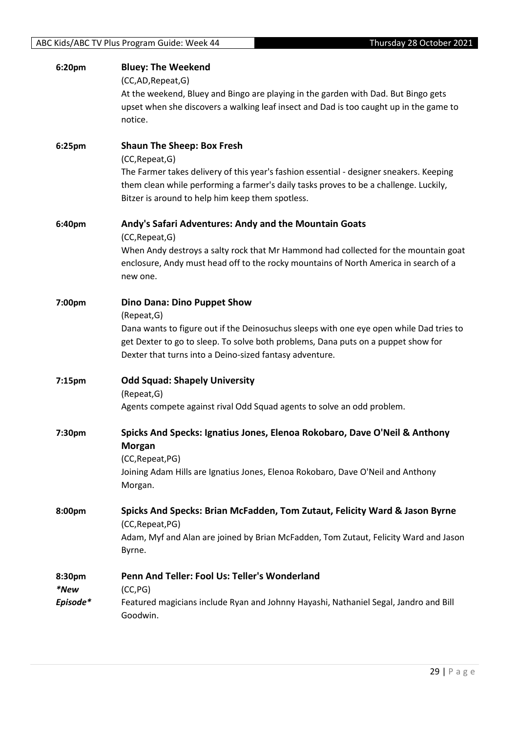**6:20pm** **Bluey: The Weekend**

(CC,AD,Repeat,G)

At the weekend, Bluey and Bingo are playing in the garden with Dad. But Bingo gets upset when she discovers a walking leaf insect and Dad is too caught up in the game to notice.

**6:25pm** **Shaun The Sheep: Box Fresh**

(CC,Repeat,G)

The Farmer takes delivery of this year's fashion essential - designer sneakers. Keeping them clean while performing a farmer's daily tasks proves to be a challenge. Luckily, Bitzer is around to help him keep them spotless.

**6:40pm** **Andy's Safari Adventures: Andy and the Mountain Goats**

(CC,Repeat,G)

When Andy destroys a salty rock that Mr Hammond had collected for the mountain goat enclosure, Andy must head off to the rocky mountains of North America in search of a new one.

**7:00pm** **Dino Dana: Dino Puppet Show**

(Repeat,G)

Dana wants to figure out if the Deinosuchus sleeps with one eye open while Dad tries to get Dexter to go to sleep. To solve both problems, Dana puts on a puppet show for Dexter that turns into a Deino-sized fantasy adventure.

**7:15pm** **Odd Squad: Shapely University**

(Repeat,G)

Agents compete against rival Odd Squad agents to solve an odd problem.

**7:30pm** **Spicks And Specks: Ignatius Jones, Elenoa Rokobaro, Dave O'Neil & Anthony Morgan**

(CC,Repeat,PG)

Joining Adam Hills are Ignatius Jones, Elenoa Rokobaro, Dave O'Neil and Anthony Morgan.

**8:00pm** **Spicks And Specks: Brian McFadden, Tom Zutaut, Felicity Ward & Jason Byrne**

(CC,Repeat,PG)

Adam, Myf and Alan are joined by Brian McFadden, Tom Zutaut, Felicity Ward and Jason Byrne.

**8:30pm** *New Episode* **Penn And Teller: Fool Us: Teller's Wonderland**

(CC,PG)

Featured magicians include Ryan and Johnny Hayashi, Nathaniel Segal, Jandro and Bill Goodwin.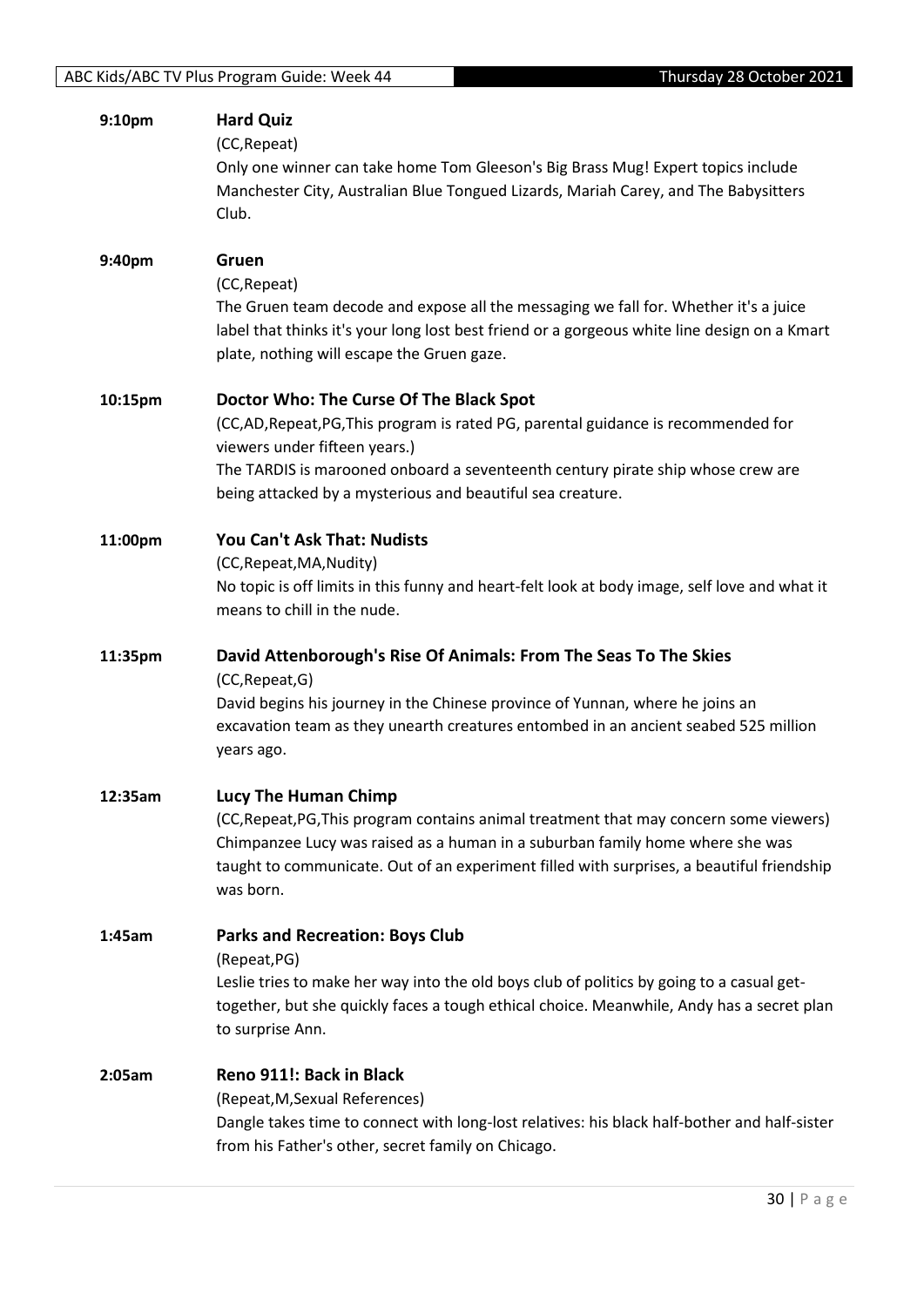**9:10pm** **Hard Quiz**

(CC,Repeat)

Only one winner can take home Tom Gleeson's Big Brass Mug! Expert topics include Manchester City, Australian Blue Tongued Lizards, Mariah Carey, and The Babysitters Club.

**9:40pm** **Gruen**

(CC,Repeat)

The Gruen team decode and expose all the messaging we fall for. Whether it's a juice label that thinks it's your long lost best friend or a gorgeous white line design on a Kmart plate, nothing will escape the Gruen gaze.

**10:15pm** **Doctor Who: The Curse Of The Black Spot**

(CC,AD,Repeat,PG,This program is rated PG, parental guidance is recommended for viewers under fifteen years.)

The TARDIS is marooned onboard a seventeenth century pirate ship whose crew are being attacked by a mysterious and beautiful sea creature.

**11:00pm** **You Can't Ask That: Nudists**

(CC,Repeat,MA,Nudity)

No topic is off limits in this funny and heart-felt look at body image, self love and what it means to chill in the nude.

**11:35pm** **David Attenborough's Rise Of Animals: From The Seas To The Skies**

(CC,Repeat,G)

David begins his journey in the Chinese province of Yunnan, where he joins an excavation team as they unearth creatures entombed in an ancient seabed 525 million years ago.

**12:35am** **Lucy The Human Chimp**

(CC,Repeat,PG,This program contains animal treatment that may concern some viewers)

Chimpanzee Lucy was raised as a human in a suburban family home where she was taught to communicate. Out of an experiment filled with surprises, a beautiful friendship was born.

**1:45am** **Parks and Recreation: Boys Club**

(Repeat,PG)

Leslie tries to make her way into the old boys club of politics by going to a casual get-together, but she quickly faces a tough ethical choice. Meanwhile, Andy has a secret plan to surprise Ann.

**2:05am** **Reno 911!: Back in Black**

(Repeat,M,Sexual References)

Dangle takes time to connect with long-lost relatives: his black half-bother and half-sister from his Father's other, secret family on Chicago.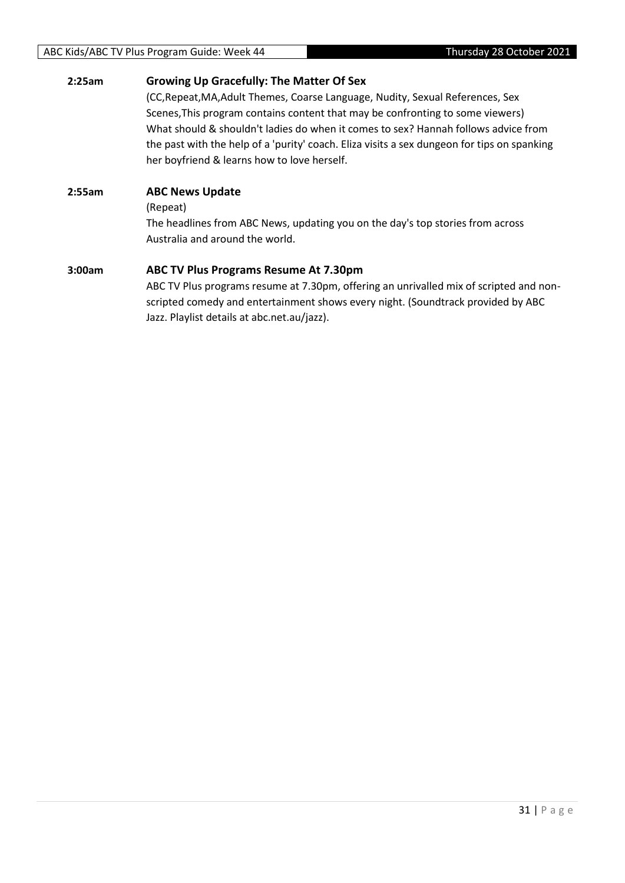**2:25am** **Growing Up Gracefully: The Matter Of Sex**

(CC,Repeat,MA,Adult Themes, Coarse Language, Nudity, Sexual References, Sex Scenes,This program contains content that may be confronting to some viewers)
What should & shouldn't ladies do when it comes to sex? Hannah follows advice from the past with the help of a 'purity' coach. Eliza visits a sex dungeon for tips on spanking her boyfriend & learns how to love herself.

**2:55am** **ABC News Update**

(Repeat)
The headlines from ABC News, updating you on the day's top stories from across Australia and around the world.

**3:00am** **ABC TV Plus Programs Resume At 7.30pm**

ABC TV Plus programs resume at 7.30pm, offering an unrivalled mix of scripted and non-scripted comedy and entertainment shows every night. (Soundtrack provided by ABC Jazz. Playlist details at abc.net.au/jazz).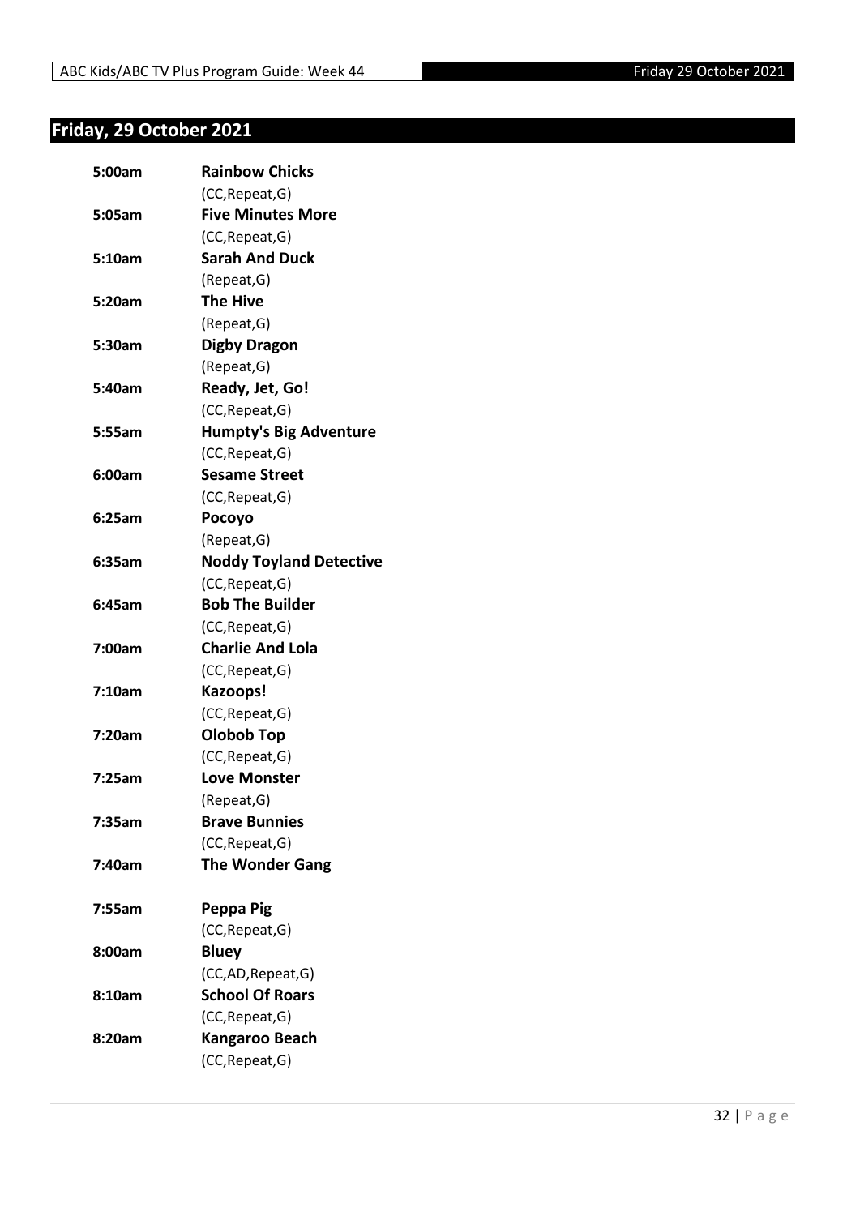## Friday, 29 October 2021

| | |
|---|---|
| **5:00am** | **Rainbow Chicks** |
| | (CC,Repeat,G) |
| **5:05am** | **Five Minutes More** |
| | (CC,Repeat,G) |
| **5:10am** | **Sarah And Duck** |
| | (Repeat,G) |
| **5:20am** | **The Hive** |
| | (Repeat,G) |
| **5:30am** | **Digby Dragon** |
| | (Repeat,G) |
| **5:40am** | **Ready, Jet, Go!** |
| | (CC,Repeat,G) |
| **5:55am** | **Humpty's Big Adventure** |
| | (CC,Repeat,G) |
| **6:00am** | **Sesame Street** |
| | (CC,Repeat,G) |
| **6:25am** | **Pocoyo** |
| | (Repeat,G) |
| **6:35am** | **Noddy Toyland Detective** |
| | (CC,Repeat,G) |
| **6:45am** | **Bob The Builder** |
| | (CC,Repeat,G) |
| **7:00am** | **Charlie And Lola** |
| | (CC,Repeat,G) |
| **7:10am** | **Kazoops!** |
| | (CC,Repeat,G) |
| **7:20am** | **Olobob Top** |
| | (CC,Repeat,G) |
| **7:25am** | **Love Monster** |
| | (Repeat,G) |
| **7:35am** | **Brave Bunnies** |
| | (CC,Repeat,G) |
| **7:40am** | **The Wonder Gang** |
| **7:55am** | **Peppa Pig** |
| | (CC,Repeat,G) |
| **8:00am** | **Bluey** |
| | (CC,AD,Repeat,G) |
| **8:10am** | **School Of Roars** |
| | (CC,Repeat,G) |
| **8:20am** | **Kangaroo Beach** |
| | (CC,Repeat,G) |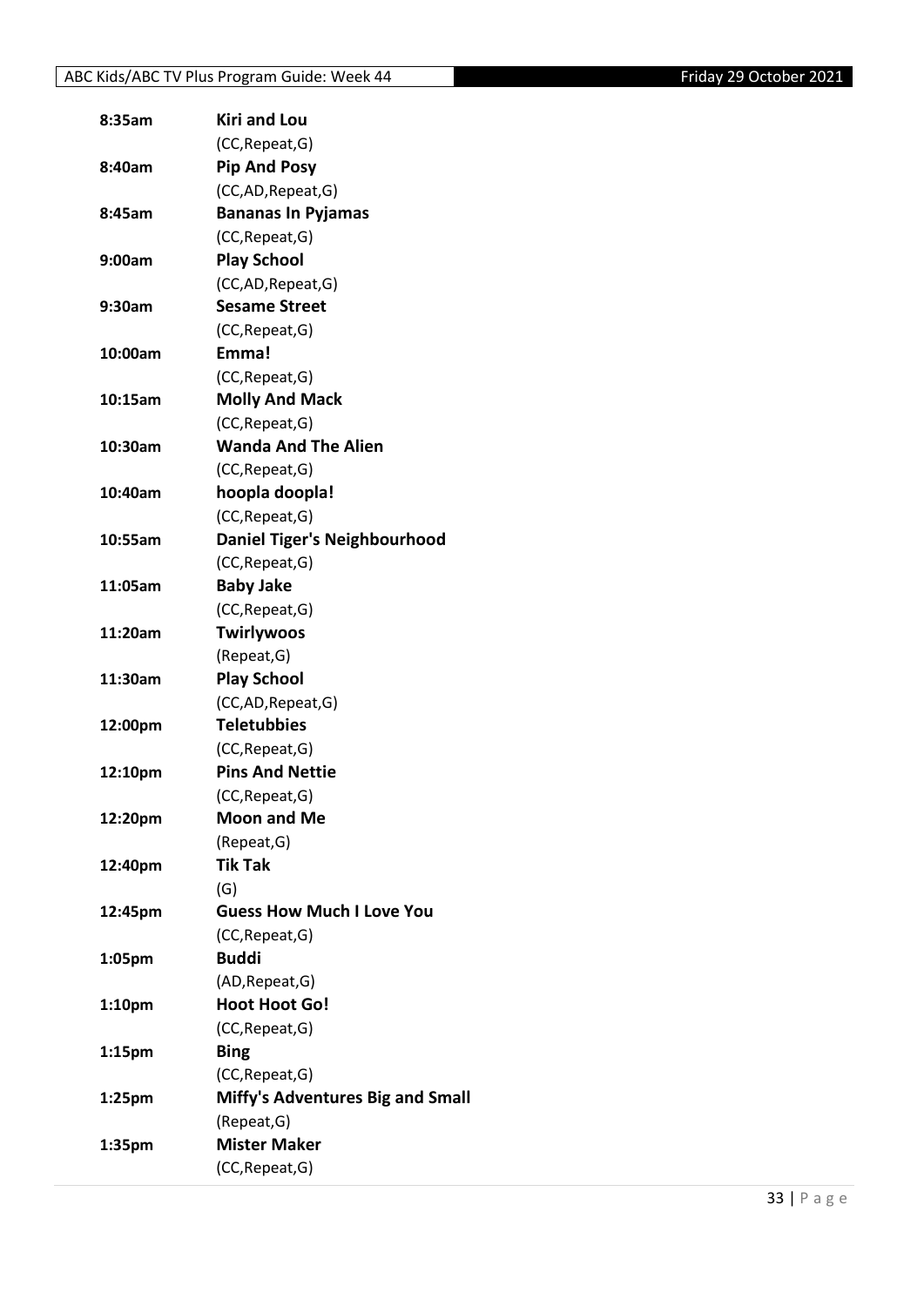| | |
|---|---|
| **8:35am** | **Kiri and Lou** |
| | (CC,Repeat,G) |
| **8:40am** | **Pip And Posy** |
| | (CC,AD,Repeat,G) |
| **8:45am** | **Bananas In Pyjamas** |
| | (CC,Repeat,G) |
| **9:00am** | **Play School** |
| | (CC,AD,Repeat,G) |
| **9:30am** | **Sesame Street** |
| | (CC,Repeat,G) |
| **10:00am** | **Emma!** |
| | (CC,Repeat,G) |
| **10:15am** | **Molly And Mack** |
| | (CC,Repeat,G) |
| **10:30am** | **Wanda And The Alien** |
| | (CC,Repeat,G) |
| **10:40am** | **hoopla doopla!** |
| | (CC,Repeat,G) |
| **10:55am** | **Daniel Tiger's Neighbourhood** |
| | (CC,Repeat,G) |
| **11:05am** | **Baby Jake** |
| | (CC,Repeat,G) |
| **11:20am** | **Twirlywoos** |
| | (Repeat,G) |
| **11:30am** | **Play School** |
| | (CC,AD,Repeat,G) |
| **12:00pm** | **Teletubbies** |
| | (CC,Repeat,G) |
| **12:10pm** | **Pins And Nettie** |
| | (CC,Repeat,G) |
| **12:20pm** | **Moon and Me** |
| | (Repeat,G) |
| **12:40pm** | **Tik Tak** |
| | (G) |
| **12:45pm** | **Guess How Much I Love You** |
| | (CC,Repeat,G) |
| **1:05pm** | **Buddi** |
| | (AD,Repeat,G) |
| **1:10pm** | **Hoot Hoot Go!** |
| | (CC,Repeat,G) |
| **1:15pm** | **Bing** |
| | (CC,Repeat,G) |
| **1:25pm** | **Miffy's Adventures Big and Small** |
| | (Repeat,G) |
| **1:35pm** | **Mister Maker** |
| | (CC,Repeat,G) |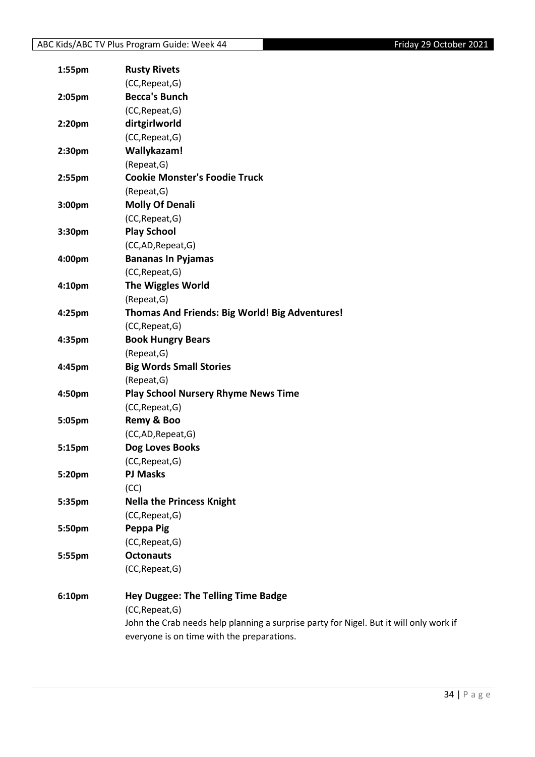**1:55pm** **Rusty Rivets**
(CC,Repeat,G)

**2:05pm** **Becca's Bunch**
(CC,Repeat,G)

**2:20pm** **dirtgirlworld**
(CC,Repeat,G)

**2:30pm** **Wallykazam!**
(Repeat,G)

**2:55pm** **Cookie Monster's Foodie Truck**
(Repeat,G)

**3:00pm** **Molly Of Denali**
(CC,Repeat,G)

**3:30pm** **Play School**
(CC,AD,Repeat,G)

**4:00pm** **Bananas In Pyjamas**
(CC,Repeat,G)

**4:10pm** **The Wiggles World**
(Repeat,G)

**4:25pm** **Thomas And Friends: Big World! Big Adventures!**
(CC,Repeat,G)

**4:35pm** **Book Hungry Bears**
(Repeat,G)

**4:45pm** **Big Words Small Stories**
(Repeat,G)

**4:50pm** **Play School Nursery Rhyme News Time**
(CC,Repeat,G)

**5:05pm** **Remy & Boo**
(CC,AD,Repeat,G)

**5:15pm** **Dog Loves Books**
(CC,Repeat,G)

**5:20pm** **PJ Masks**
(CC)

**5:35pm** **Nella the Princess Knight**
(CC,Repeat,G)

**5:50pm** **Peppa Pig**
(CC,Repeat,G)

**5:55pm** **Octonauts**
(CC,Repeat,G)

**6:10pm** **Hey Duggee: The Telling Time Badge**
(CC,Repeat,G)
John the Crab needs help planning a surprise party for Nigel. But it will only work if everyone is on time with the preparations.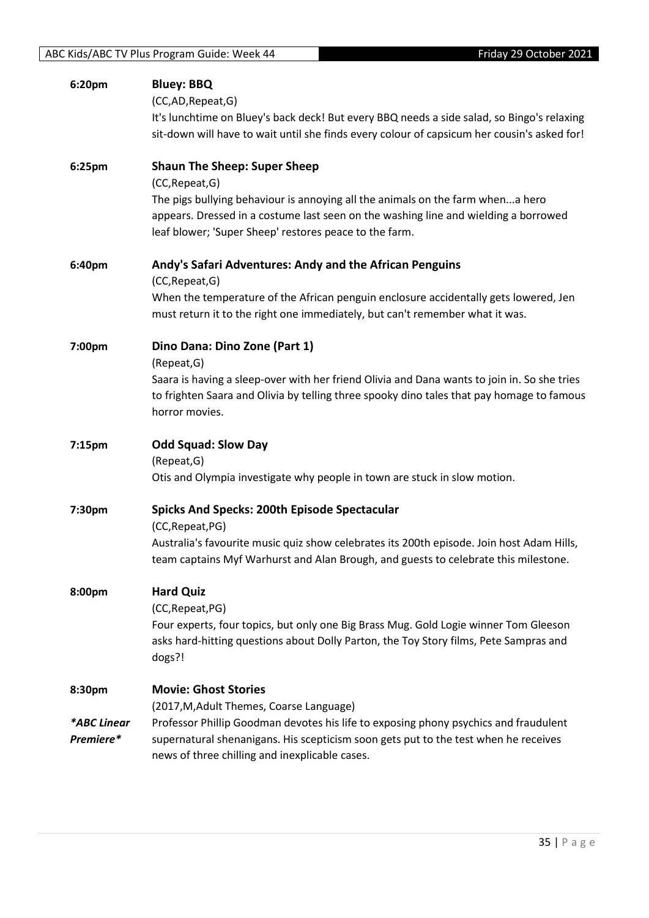**6:20pm** **Bluey: BBQ**

(CC,AD,Repeat,G)

It's lunchtime on Bluey's back deck! But every BBQ needs a side salad, so Bingo's relaxing sit-down will have to wait until she finds every colour of capsicum her cousin's asked for!

**6:25pm** **Shaun The Sheep: Super Sheep**

(CC,Repeat,G)

The pigs bullying behaviour is annoying all the animals on the farm when...a hero appears. Dressed in a costume last seen on the washing line and wielding a borrowed leaf blower; 'Super Sheep' restores peace to the farm.

**6:40pm** **Andy's Safari Adventures: Andy and the African Penguins**

(CC,Repeat,G)

When the temperature of the African penguin enclosure accidentally gets lowered, Jen must return it to the right one immediately, but can't remember what it was.

**7:00pm** **Dino Dana: Dino Zone (Part 1)**

(Repeat,G)

Saara is having a sleep-over with her friend Olivia and Dana wants to join in. So she tries to frighten Saara and Olivia by telling three spooky dino tales that pay homage to famous horror movies.

**7:15pm** **Odd Squad: Slow Day**

(Repeat,G)

Otis and Olympia investigate why people in town are stuck in slow motion.

**7:30pm** **Spicks And Specks: 200th Episode Spectacular**

(CC,Repeat,PG)

Australia's favourite music quiz show celebrates its 200th episode. Join host Adam Hills, team captains Myf Warhurst and Alan Brough, and guests to celebrate this milestone.

**8:00pm** **Hard Quiz**

(CC,Repeat,PG)

Four experts, four topics, but only one Big Brass Mug. Gold Logie winner Tom Gleeson asks hard-hitting questions about Dolly Parton, the Toy Story films, Pete Sampras and dogs?!

**8:30pm** **Movie: Ghost Stories**

(2017,M,Adult Themes, Coarse Language)

***ABC Linear Premiere***

Professor Phillip Goodman devotes his life to exposing phony psychics and fraudulent supernatural shenanigans. His scepticism soon gets put to the test when he receives news of three chilling and inexplicable cases.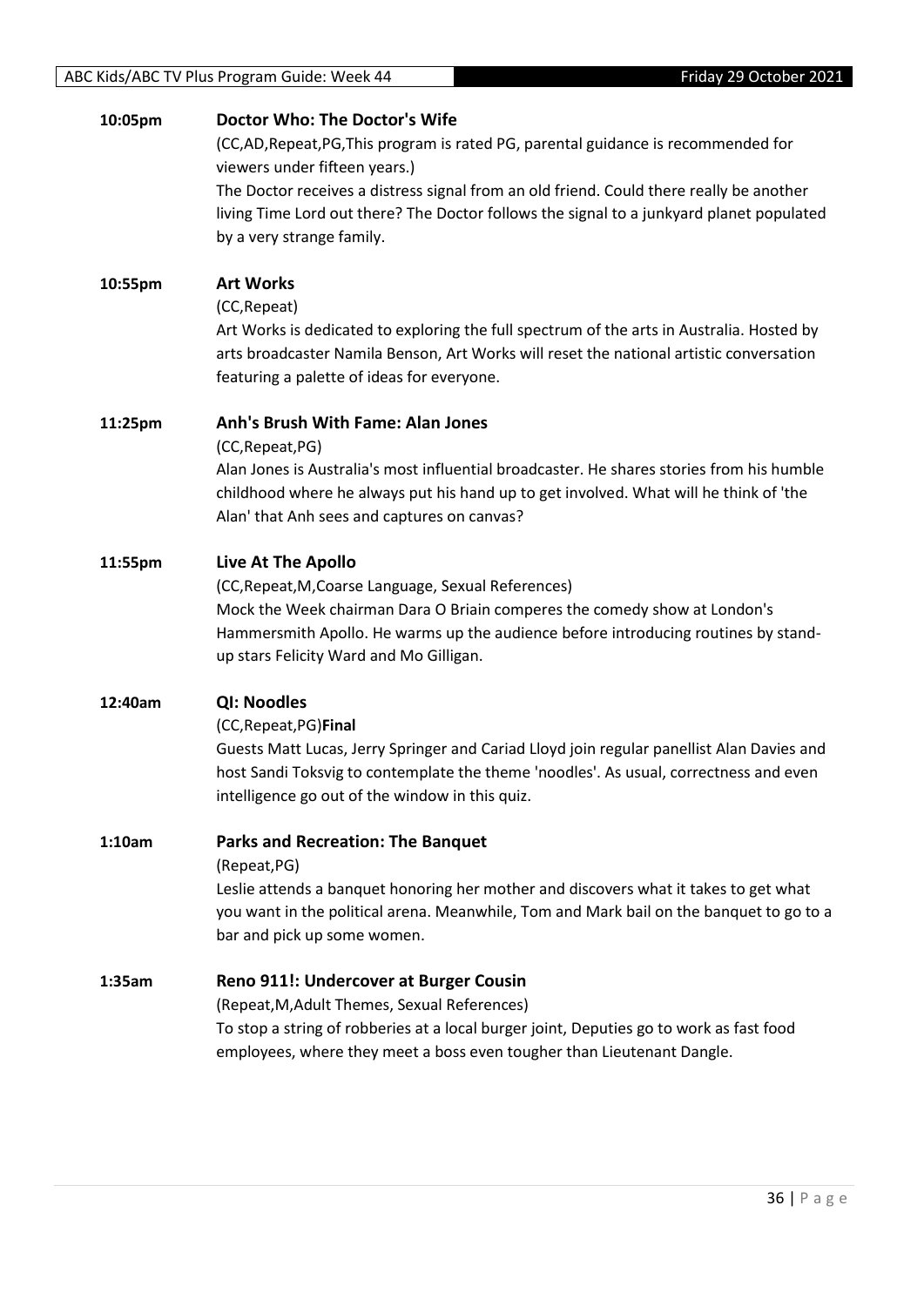**10:05pm** **Doctor Who: The Doctor's Wife**

(CC,AD,Repeat,PG,This program is rated PG, parental guidance is recommended for viewers under fifteen years.)

The Doctor receives a distress signal from an old friend. Could there really be another living Time Lord out there? The Doctor follows the signal to a junkyard planet populated by a very strange family.

**10:55pm** **Art Works**

(CC,Repeat)

Art Works is dedicated to exploring the full spectrum of the arts in Australia. Hosted by arts broadcaster Namila Benson, Art Works will reset the national artistic conversation featuring a palette of ideas for everyone.

**11:25pm** **Anh's Brush With Fame: Alan Jones**

(CC,Repeat,PG)

Alan Jones is Australia's most influential broadcaster. He shares stories from his humble childhood where he always put his hand up to get involved. What will he think of 'the Alan' that Anh sees and captures on canvas?

**11:55pm** **Live At The Apollo**

(CC,Repeat,M,Coarse Language, Sexual References)

Mock the Week chairman Dara O Briain comperes the comedy show at London's Hammersmith Apollo. He warms up the audience before introducing routines by stand-up stars Felicity Ward and Mo Gilligan.

**12:40am** **QI: Noodles**

(CC,Repeat,PG)**Final**

Guests Matt Lucas, Jerry Springer and Cariad Lloyd join regular panellist Alan Davies and host Sandi Toksvig to contemplate the theme 'noodles'. As usual, correctness and even intelligence go out of the window in this quiz.

**1:10am** **Parks and Recreation: The Banquet**

(Repeat,PG)

Leslie attends a banquet honoring her mother and discovers what it takes to get what you want in the political arena. Meanwhile, Tom and Mark bail on the banquet to go to a bar and pick up some women.

**1:35am** **Reno 911!: Undercover at Burger Cousin**

(Repeat,M,Adult Themes, Sexual References)

To stop a string of robberies at a local burger joint, Deputies go to work as fast food employees, where they meet a boss even tougher than Lieutenant Dangle.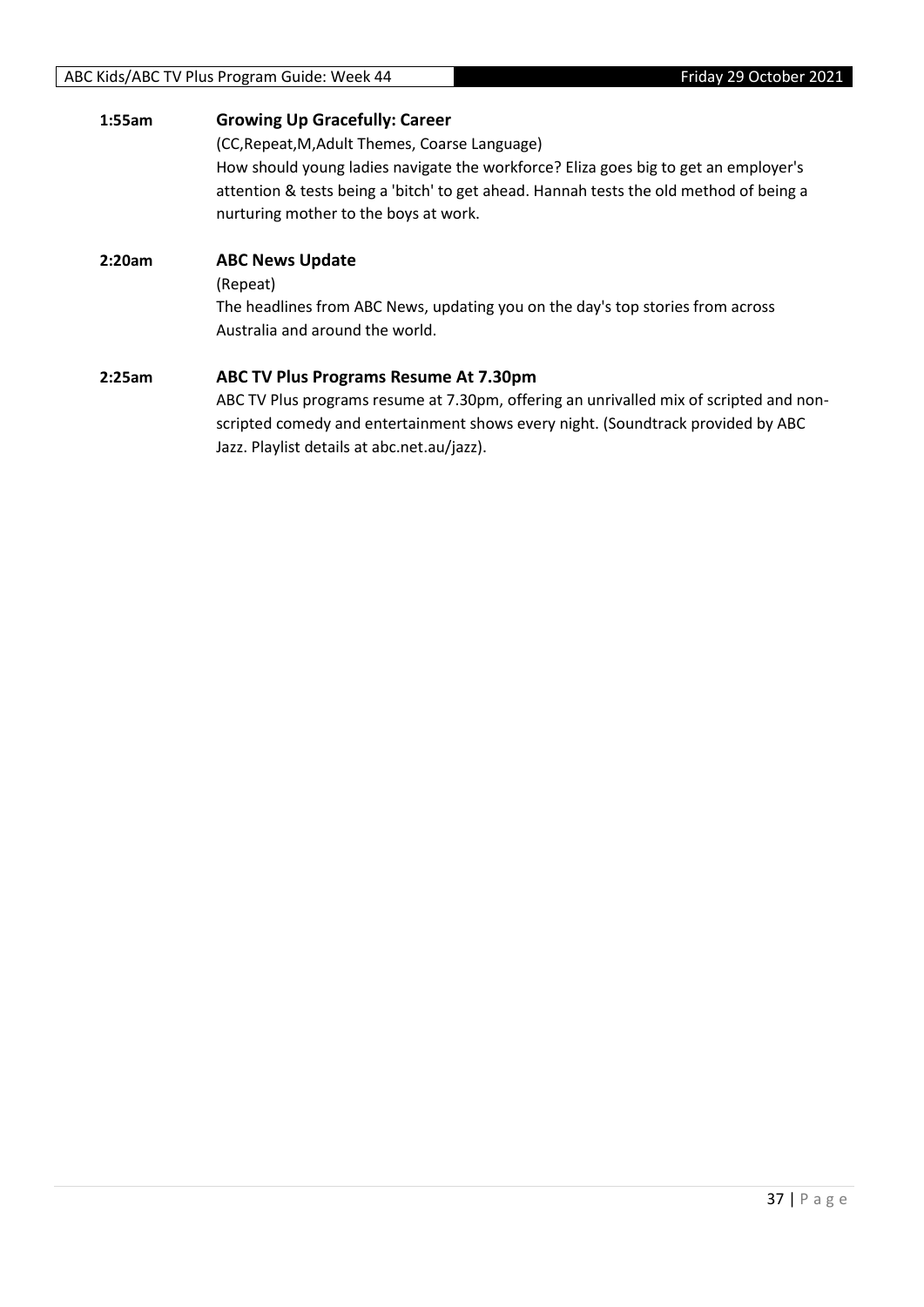**1:55am** **Growing Up Gracefully: Career**

(CC,Repeat,M,Adult Themes, Coarse Language)

How should young ladies navigate the workforce? Eliza goes big to get an employer's attention & tests being a 'bitch' to get ahead. Hannah tests the old method of being a nurturing mother to the boys at work.

**2:20am** **ABC News Update**

(Repeat)

The headlines from ABC News, updating you on the day's top stories from across Australia and around the world.

**2:25am** **ABC TV Plus Programs Resume At 7.30pm**

ABC TV Plus programs resume at 7.30pm, offering an unrivalled mix of scripted and non-scripted comedy and entertainment shows every night. (Soundtrack provided by ABC Jazz. Playlist details at abc.net.au/jazz).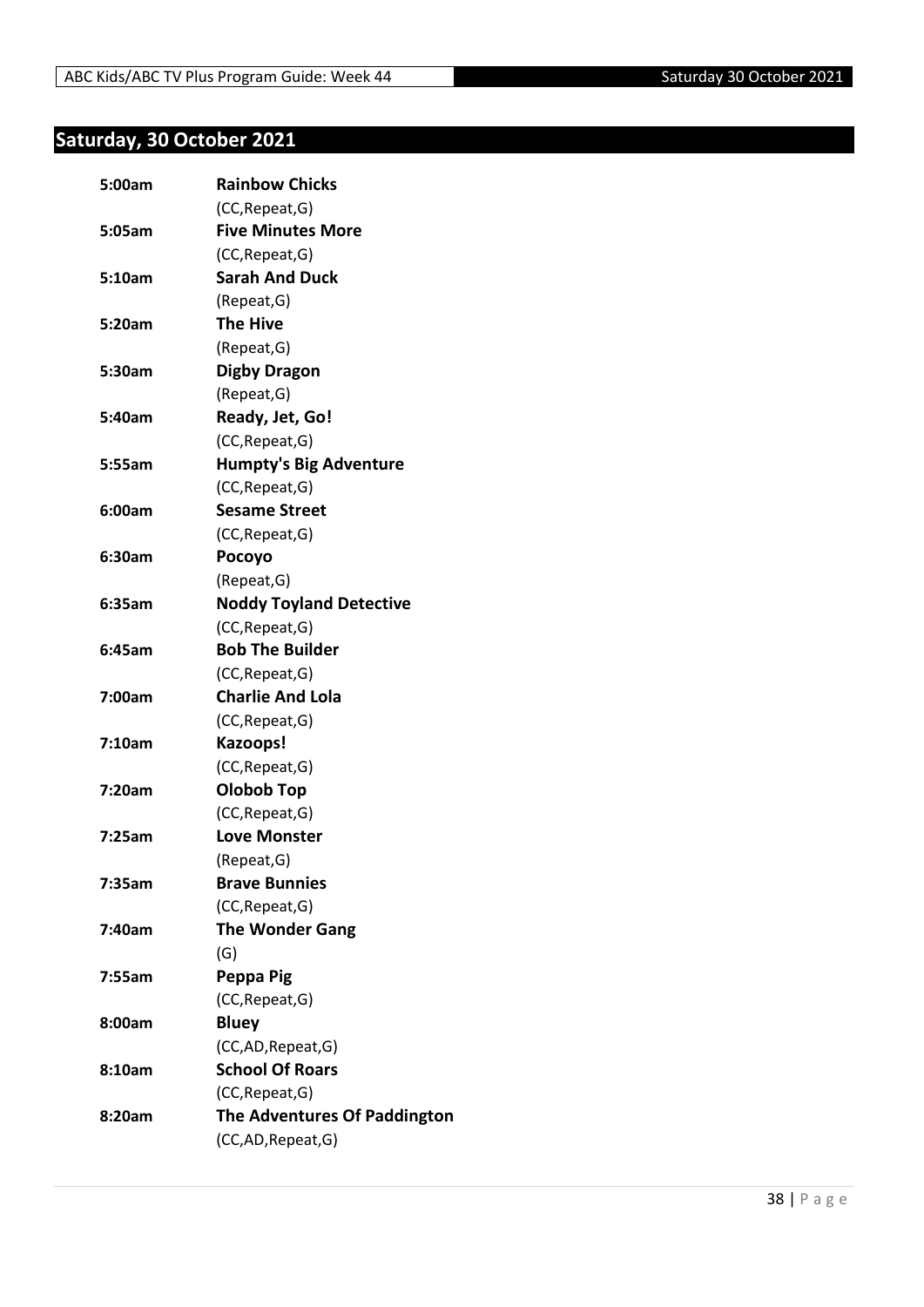## Saturday, 30 October 2021

| | |
|---|---|
| **5:00am** | **Rainbow Chicks** |
| | (CC,Repeat,G) |
| **5:05am** | **Five Minutes More** |
| | (CC,Repeat,G) |
| **5:10am** | **Sarah And Duck** |
| | (Repeat,G) |
| **5:20am** | **The Hive** |
| | (Repeat,G) |
| **5:30am** | **Digby Dragon** |
| | (Repeat,G) |
| **5:40am** | **Ready, Jet, Go!** |
| | (CC,Repeat,G) |
| **5:55am** | **Humpty's Big Adventure** |
| | (CC,Repeat,G) |
| **6:00am** | **Sesame Street** |
| | (CC,Repeat,G) |
| **6:30am** | **Pocoyo** |
| | (Repeat,G) |
| **6:35am** | **Noddy Toyland Detective** |
| | (CC,Repeat,G) |
| **6:45am** | **Bob The Builder** |
| | (CC,Repeat,G) |
| **7:00am** | **Charlie And Lola** |
| | (CC,Repeat,G) |
| **7:10am** | **Kazoops!** |
| | (CC,Repeat,G) |
| **7:20am** | **Olobob Top** |
| | (CC,Repeat,G) |
| **7:25am** | **Love Monster** |
| | (Repeat,G) |
| **7:35am** | **Brave Bunnies** |
| | (CC,Repeat,G) |
| **7:40am** | **The Wonder Gang** |
| | (G) |
| **7:55am** | **Peppa Pig** |
| | (CC,Repeat,G) |
| **8:00am** | **Bluey** |
| | (CC,AD,Repeat,G) |
| **8:10am** | **School Of Roars** |
| | (CC,Repeat,G) |
| **8:20am** | **The Adventures Of Paddington** |
| | (CC,AD,Repeat,G) |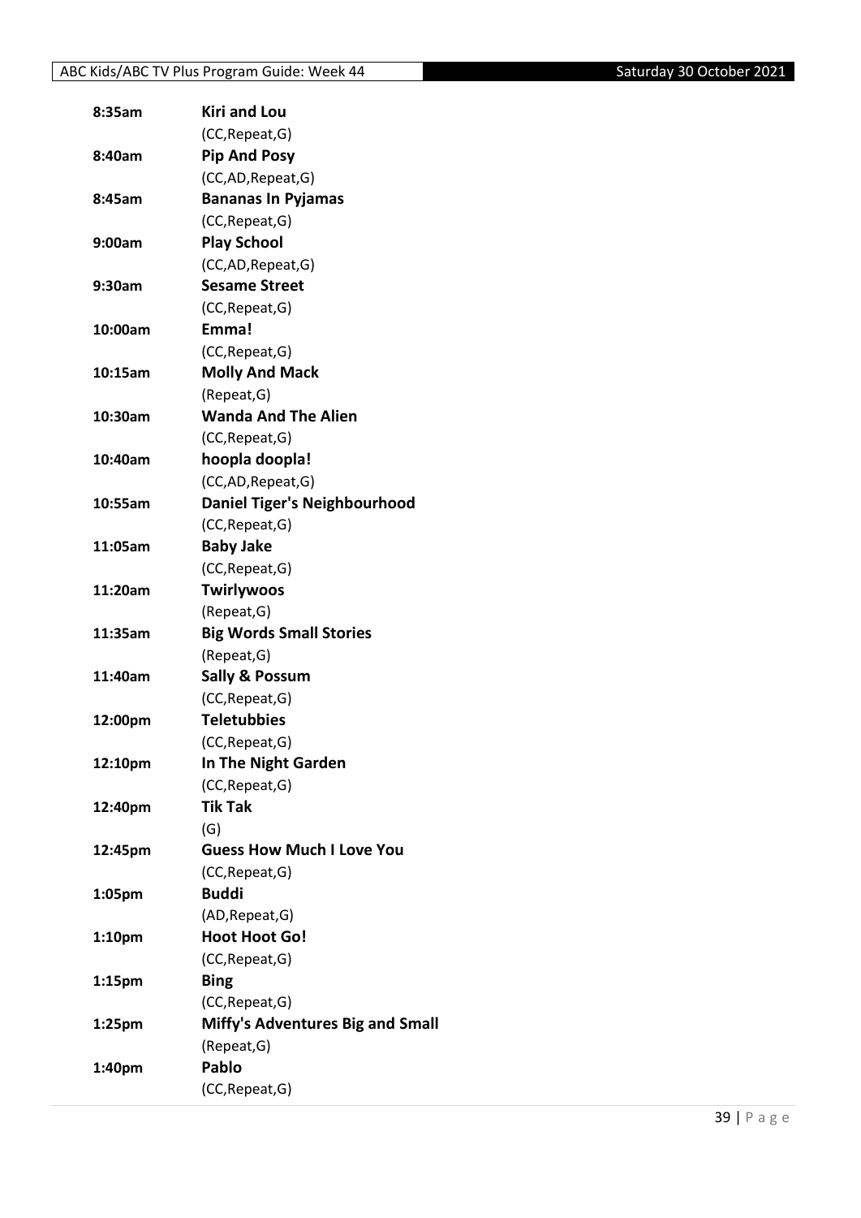| | |
|---|---|
| **8:35am** | **Kiri and Lou** |
| | (CC,Repeat,G) |
| **8:40am** | **Pip And Posy** |
| | (CC,AD,Repeat,G) |
| **8:45am** | **Bananas In Pyjamas** |
| | (CC,Repeat,G) |
| **9:00am** | **Play School** |
| | (CC,AD,Repeat,G) |
| **9:30am** | **Sesame Street** |
| | (CC,Repeat,G) |
| **10:00am** | **Emma!** |
| | (CC,Repeat,G) |
| **10:15am** | **Molly And Mack** |
| | (Repeat,G) |
| **10:30am** | **Wanda And The Alien** |
| | (CC,Repeat,G) |
| **10:40am** | **hoopla doopla!** |
| | (CC,AD,Repeat,G) |
| **10:55am** | **Daniel Tiger's Neighbourhood** |
| | (CC,Repeat,G) |
| **11:05am** | **Baby Jake** |
| | (CC,Repeat,G) |
| **11:20am** | **Twirlywoos** |
| | (Repeat,G) |
| **11:35am** | **Big Words Small Stories** |
| | (Repeat,G) |
| **11:40am** | **Sally & Possum** |
| | (CC,Repeat,G) |
| **12:00pm** | **Teletubbies** |
| | (CC,Repeat,G) |
| **12:10pm** | **In The Night Garden** |
| | (CC,Repeat,G) |
| **12:40pm** | **Tik Tak** |
| | (G) |
| **12:45pm** | **Guess How Much I Love You** |
| | (CC,Repeat,G) |
| **1:05pm** | **Buddi** |
| | (AD,Repeat,G) |
| **1:10pm** | **Hoot Hoot Go!** |
| | (CC,Repeat,G) |
| **1:15pm** | **Bing** |
| | (CC,Repeat,G) |
| **1:25pm** | **Miffy's Adventures Big and Small** |
| | (Repeat,G) |
| **1:40pm** | **Pablo** |
| | (CC,Repeat,G) |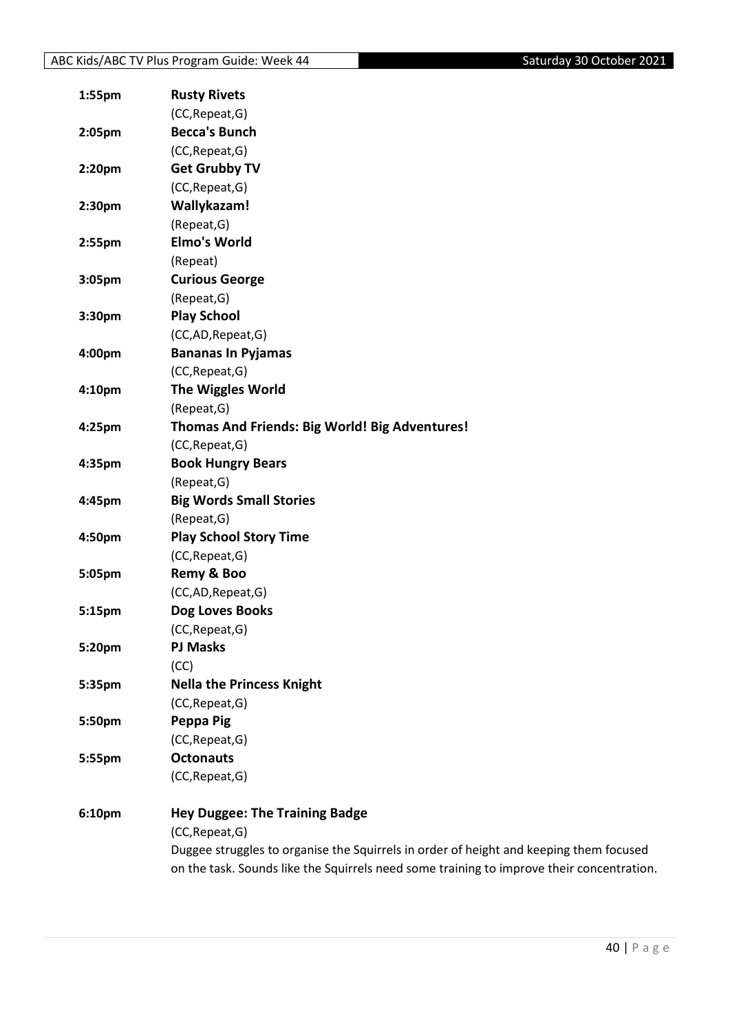**1:55pm** **Rusty Rivets**
(CC,Repeat,G)

**2:05pm** **Becca's Bunch**
(CC,Repeat,G)

**2:20pm** **Get Grubby TV**
(CC,Repeat,G)

**2:30pm** **Wallykazam!**
(Repeat,G)

**2:55pm** **Elmo's World**
(Repeat)

**3:05pm** **Curious George**
(Repeat,G)

**3:30pm** **Play School**
(CC,AD,Repeat,G)

**4:00pm** **Bananas In Pyjamas**
(CC,Repeat,G)

**4:10pm** **The Wiggles World**
(Repeat,G)

**4:25pm** **Thomas And Friends: Big World! Big Adventures!**
(CC,Repeat,G)

**4:35pm** **Book Hungry Bears**
(Repeat,G)

**4:45pm** **Big Words Small Stories**
(Repeat,G)

**4:50pm** **Play School Story Time**
(CC,Repeat,G)

**5:05pm** **Remy & Boo**
(CC,AD,Repeat,G)

**5:15pm** **Dog Loves Books**
(CC,Repeat,G)

**5:20pm** **PJ Masks**
(CC)

**5:35pm** **Nella the Princess Knight**
(CC,Repeat,G)

**5:50pm** **Peppa Pig**
(CC,Repeat,G)

**5:55pm** **Octonauts**
(CC,Repeat,G)

**6:10pm** **Hey Duggee: The Training Badge**
(CC,Repeat,G)
Duggee struggles to organise the Squirrels in order of height and keeping them focused on the task. Sounds like the Squirrels need some training to improve their concentration.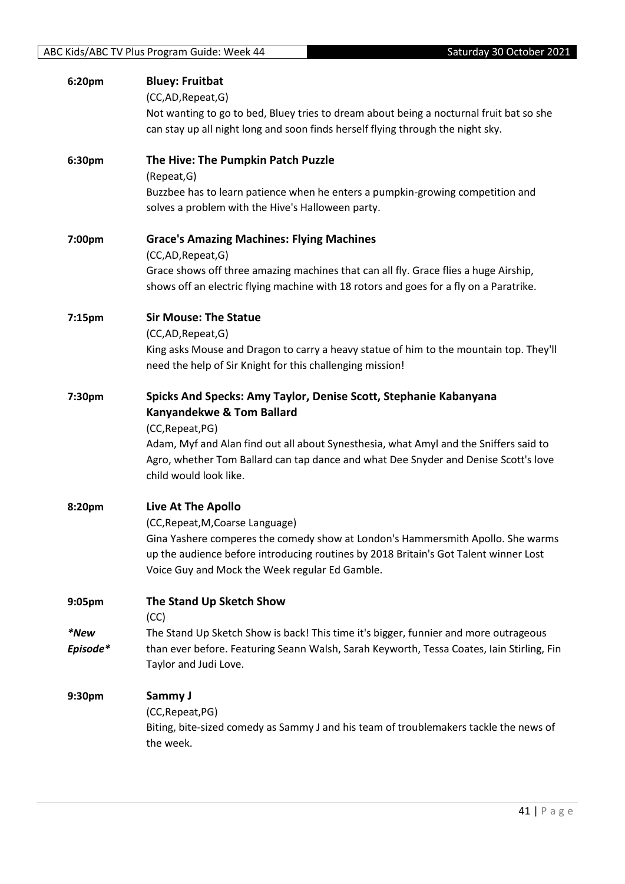**6:20pm** **Bluey: Fruitbat**

(CC,AD,Repeat,G)

Not wanting to go to bed, Bluey tries to dream about being a nocturnal fruit bat so she can stay up all night long and soon finds herself flying through the night sky.

**6:30pm** **The Hive: The Pumpkin Patch Puzzle**

(Repeat,G)

Buzzbee has to learn patience when he enters a pumpkin-growing competition and solves a problem with the Hive's Halloween party.

**7:00pm** **Grace's Amazing Machines: Flying Machines**

(CC,AD,Repeat,G)

Grace shows off three amazing machines that can all fly. Grace flies a huge Airship, shows off an electric flying machine with 18 rotors and goes for a fly on a Paratrike.

**7:15pm** **Sir Mouse: The Statue**

(CC,AD,Repeat,G)

King asks Mouse and Dragon to carry a heavy statue of him to the mountain top. They'll need the help of Sir Knight for this challenging mission!

**7:30pm** **Spicks And Specks: Amy Taylor, Denise Scott, Stephanie Kabanyana Kanyandekwe & Tom Ballard**

(CC,Repeat,PG)

Adam, Myf and Alan find out all about Synesthesia, what Amyl and the Sniffers said to Agro, whether Tom Ballard can tap dance and what Dee Snyder and Denise Scott's love child would look like.

**8:20pm** **Live At The Apollo**

(CC,Repeat,M,Coarse Language)

Gina Yashere comperes the comedy show at London's Hammersmith Apollo. She warms up the audience before introducing routines by 2018 Britain's Got Talent winner Lost Voice Guy and Mock the Week regular Ed Gamble.

**9:05pm** **The Stand Up Sketch Show**

(CC)

*\*New Episode\**

The Stand Up Sketch Show is back! This time it's bigger, funnier and more outrageous than ever before. Featuring Seann Walsh, Sarah Keyworth, Tessa Coates, Iain Stirling, Fin Taylor and Judi Love.

**9:30pm** **Sammy J**

(CC,Repeat,PG)

Biting, bite-sized comedy as Sammy J and his team of troublemakers tackle the news of the week.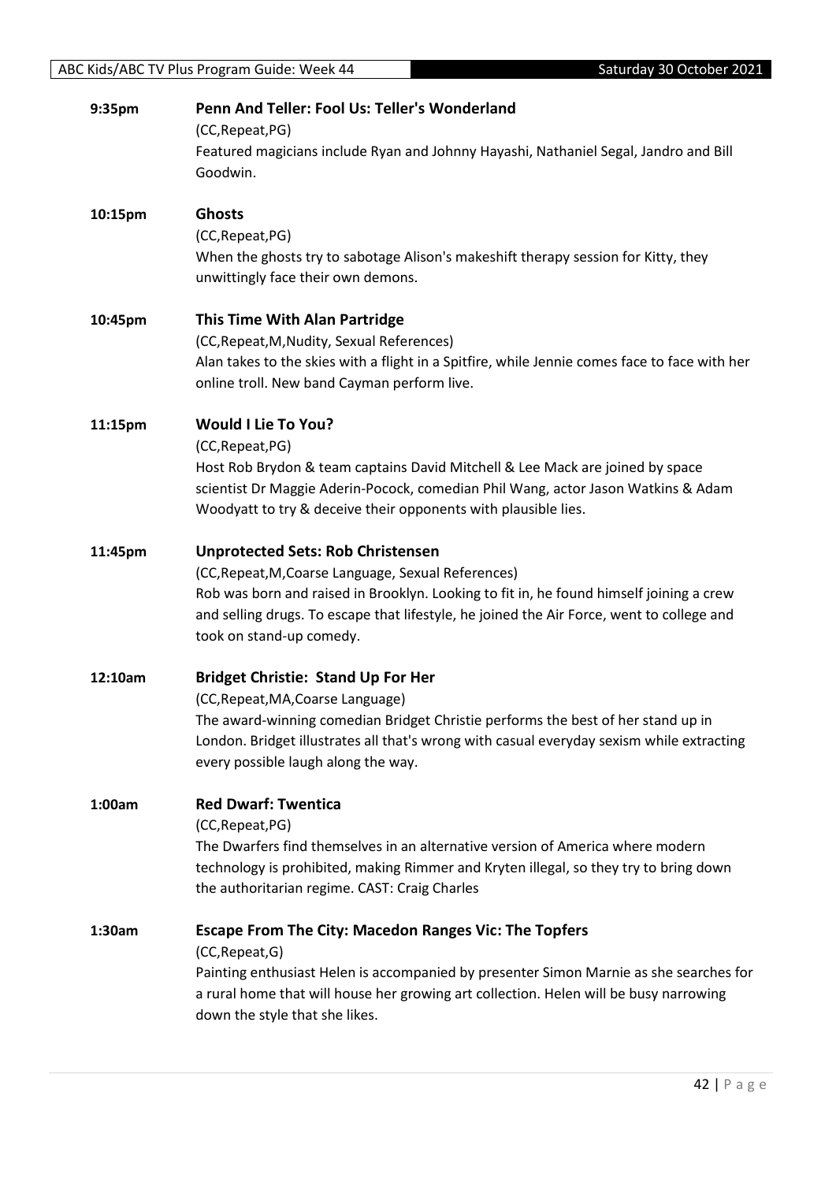**9:35pm** **Penn And Teller: Fool Us: Teller's Wonderland**

(CC,Repeat,PG)

Featured magicians include Ryan and Johnny Hayashi, Nathaniel Segal, Jandro and Bill Goodwin.

**10:15pm** **Ghosts**

(CC,Repeat,PG)

When the ghosts try to sabotage Alison's makeshift therapy session for Kitty, they unwittingly face their own demons.

**10:45pm** **This Time With Alan Partridge**

(CC,Repeat,M,Nudity, Sexual References)

Alan takes to the skies with a flight in a Spitfire, while Jennie comes face to face with her online troll. New band Cayman perform live.

**11:15pm** **Would I Lie To You?**

(CC,Repeat,PG)

Host Rob Brydon & team captains David Mitchell & Lee Mack are joined by space scientist Dr Maggie Aderin-Pocock, comedian Phil Wang, actor Jason Watkins & Adam Woodyatt to try & deceive their opponents with plausible lies.

**11:45pm** **Unprotected Sets: Rob Christensen**

(CC,Repeat,M,Coarse Language, Sexual References)

Rob was born and raised in Brooklyn. Looking to fit in, he found himself joining a crew and selling drugs. To escape that lifestyle, he joined the Air Force, went to college and took on stand-up comedy.

**12:10am** **Bridget Christie: Stand Up For Her**

(CC,Repeat,MA,Coarse Language)

The award-winning comedian Bridget Christie performs the best of her stand up in London. Bridget illustrates all that's wrong with casual everyday sexism while extracting every possible laugh along the way.

**1:00am** **Red Dwarf: Twentica**

(CC,Repeat,PG)

The Dwarfers find themselves in an alternative version of America where modern technology is prohibited, making Rimmer and Kryten illegal, so they try to bring down the authoritarian regime. CAST: Craig Charles

**1:30am** **Escape From The City: Macedon Ranges Vic: The Topfers**

(CC,Repeat,G)

Painting enthusiast Helen is accompanied by presenter Simon Marnie as she searches for a rural home that will house her growing art collection. Helen will be busy narrowing down the style that she likes.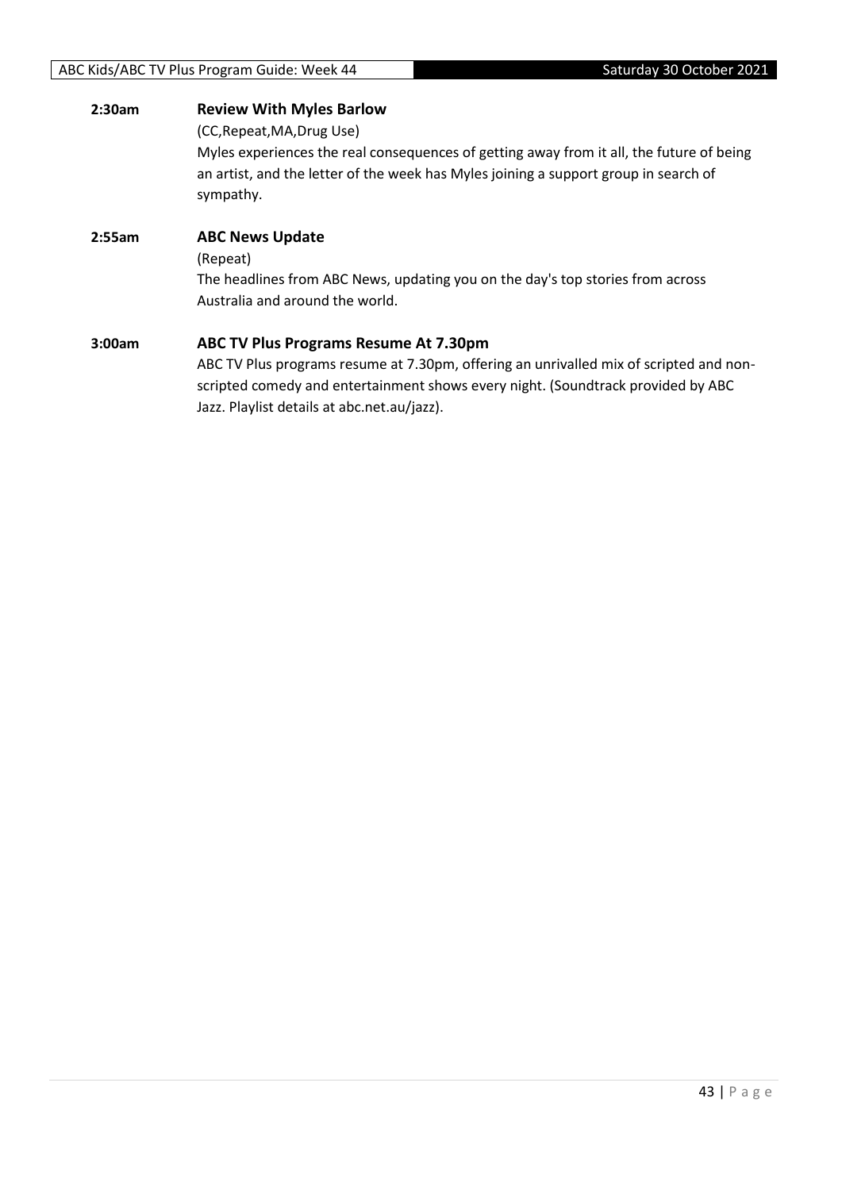**2:30am** **Review With Myles Barlow**

(CC,Repeat,MA,Drug Use)

Myles experiences the real consequences of getting away from it all, the future of being an artist, and the letter of the week has Myles joining a support group in search of sympathy.

**2:55am** **ABC News Update**

(Repeat)

The headlines from ABC News, updating you on the day's top stories from across Australia and around the world.

**3:00am** **ABC TV Plus Programs Resume At 7.30pm**

ABC TV Plus programs resume at 7.30pm, offering an unrivalled mix of scripted and non-scripted comedy and entertainment shows every night. (Soundtrack provided by ABC Jazz. Playlist details at abc.net.au/jazz).